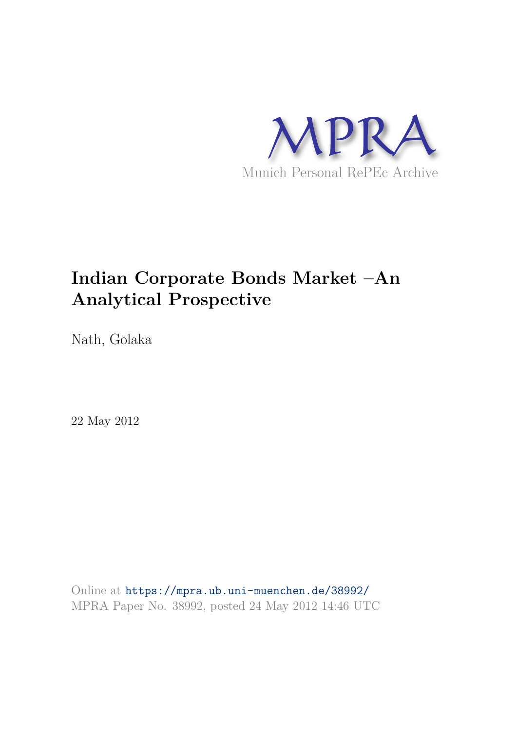MPRA

Munich Personal RePEc Archive

# Indian Corporate Bonds Market –An Analytical Prospective

Nath, Golaka

22 May 2012

Online at https://mpra.ub.uni-muenchen.de/38992/
MPRA Paper No. 38992, posted 24 May 2012 14:46 UTC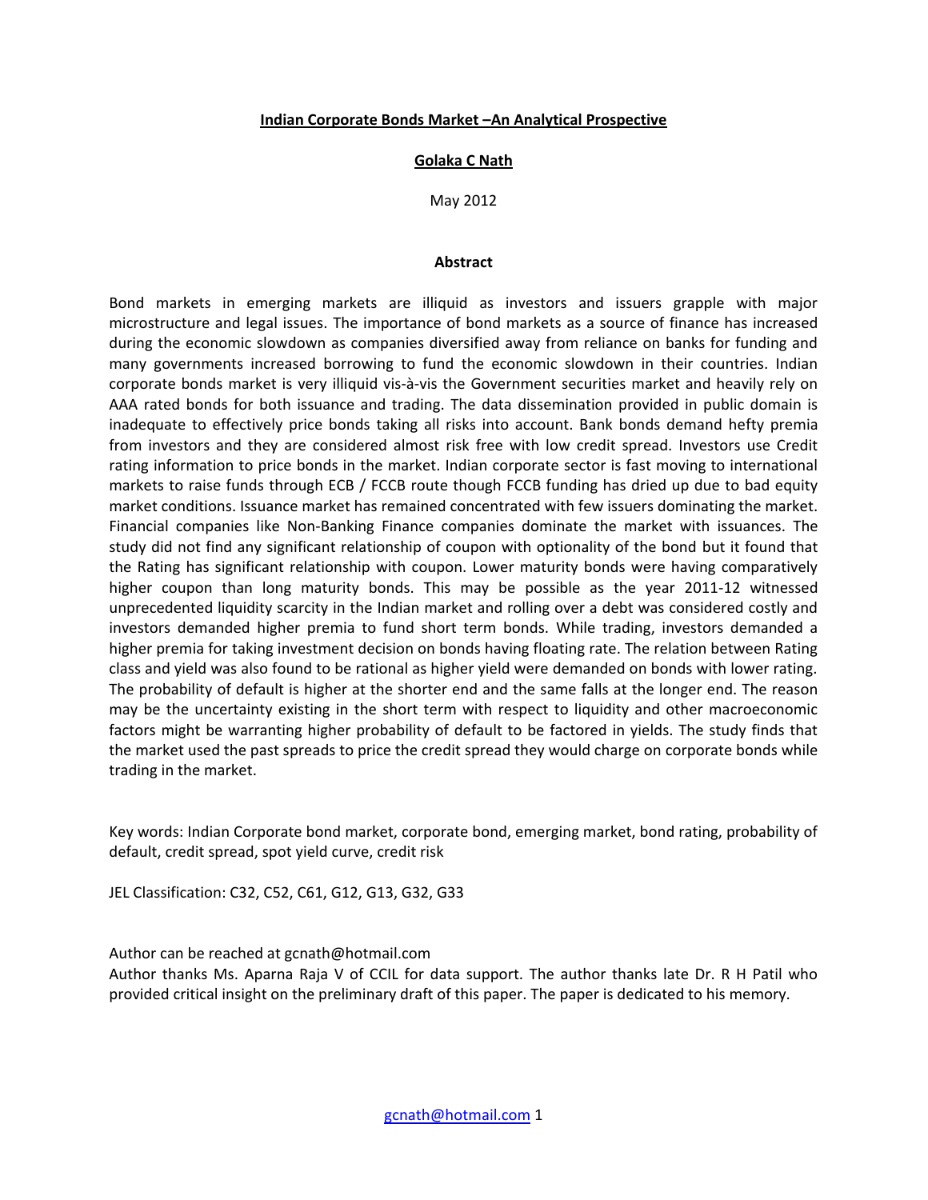**Indian Corporate Bonds Market –An Analytical Prospective**

**Golaka C Nath**

May 2012

**Abstract**

Bond markets in emerging markets are illiquid as investors and issuers grapple with major microstructure and legal issues. The importance of bond markets as a source of finance has increased during the economic slowdown as companies diversified away from reliance on banks for funding and many governments increased borrowing to fund the economic slowdown in their countries. Indian corporate bonds market is very illiquid vis-à-vis the Government securities market and heavily rely on AAA rated bonds for both issuance and trading. The data dissemination provided in public domain is inadequate to effectively price bonds taking all risks into account. Bank bonds demand hefty premia from investors and they are considered almost risk free with low credit spread. Investors use Credit rating information to price bonds in the market. Indian corporate sector is fast moving to international markets to raise funds through ECB / FCCB route though FCCB funding has dried up due to bad equity market conditions. Issuance market has remained concentrated with few issuers dominating the market. Financial companies like Non-Banking Finance companies dominate the market with issuances. The study did not find any significant relationship of coupon with optionality of the bond but it found that the Rating has significant relationship with coupon. Lower maturity bonds were having comparatively higher coupon than long maturity bonds. This may be possible as the year 2011-12 witnessed unprecedented liquidity scarcity in the Indian market and rolling over a debt was considered costly and investors demanded higher premia to fund short term bonds. While trading, investors demanded a higher premia for taking investment decision on bonds having floating rate. The relation between Rating class and yield was also found to be rational as higher yield were demanded on bonds with lower rating. The probability of default is higher at the shorter end and the same falls at the longer end. The reason may be the uncertainty existing in the short term with respect to liquidity and other macroeconomic factors might be warranting higher probability of default to be factored in yields. The study finds that the market used the past spreads to price the credit spread they would charge on corporate bonds while trading in the market.

Key words: Indian Corporate bond market, corporate bond, emerging market, bond rating, probability of default, credit spread, spot yield curve, credit risk

JEL Classification: C32, C52, C61, G12, G13, G32, G33

Author can be reached at gcnath@hotmail.com

Author thanks Ms. Aparna Raja V of CCIL for data support. The author thanks late Dr. R H Patil who provided critical insight on the preliminary draft of this paper. The paper is dedicated to his memory.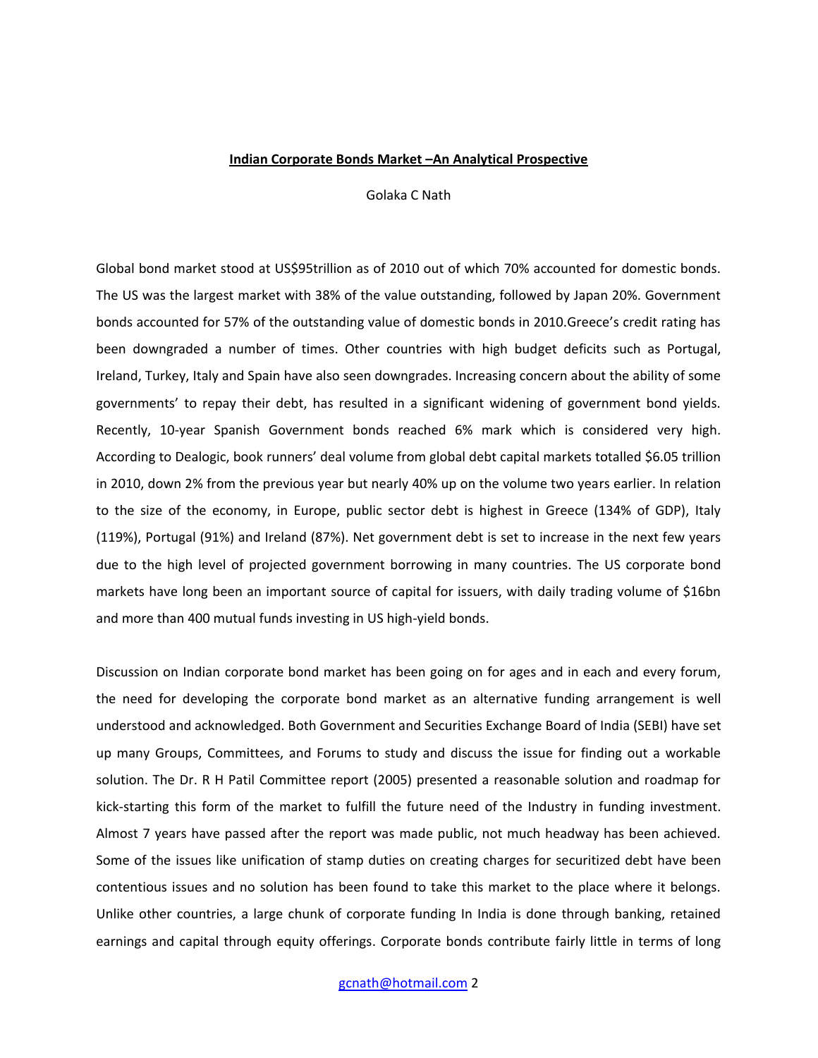**Indian Corporate Bonds Market –An Analytical Prospective**

Golaka C Nath

Global bond market stood at US$95trillion as of 2010 out of which 70% accounted for domestic bonds. The US was the largest market with 38% of the value outstanding, followed by Japan 20%. Government bonds accounted for 57% of the outstanding value of domestic bonds in 2010.Greece's credit rating has been downgraded a number of times. Other countries with high budget deficits such as Portugal, Ireland, Turkey, Italy and Spain have also seen downgrades. Increasing concern about the ability of some governments' to repay their debt, has resulted in a significant widening of government bond yields. Recently, 10-year Spanish Government bonds reached 6% mark which is considered very high. According to Dealogic, book runners' deal volume from global debt capital markets totalled $6.05 trillion in 2010, down 2% from the previous year but nearly 40% up on the volume two years earlier. In relation to the size of the economy, in Europe, public sector debt is highest in Greece (134% of GDP), Italy (119%), Portugal (91%) and Ireland (87%). Net government debt is set to increase in the next few years due to the high level of projected government borrowing in many countries. The US corporate bond markets have long been an important source of capital for issuers, with daily trading volume of $16bn and more than 400 mutual funds investing in US high-yield bonds.

Discussion on Indian corporate bond market has been going on for ages and in each and every forum, the need for developing the corporate bond market as an alternative funding arrangement is well understood and acknowledged. Both Government and Securities Exchange Board of India (SEBI) have set up many Groups, Committees, and Forums to study and discuss the issue for finding out a workable solution. The Dr. R H Patil Committee report (2005) presented a reasonable solution and roadmap for kick-starting this form of the market to fulfill the future need of the Industry in funding investment. Almost 7 years have passed after the report was made public, not much headway has been achieved. Some of the issues like unification of stamp duties on creating charges for securitized debt have been contentious issues and no solution has been found to take this market to the place where it belongs. Unlike other countries, a large chunk of corporate funding In India is done through banking, retained earnings and capital through equity offerings. Corporate bonds contribute fairly little in terms of long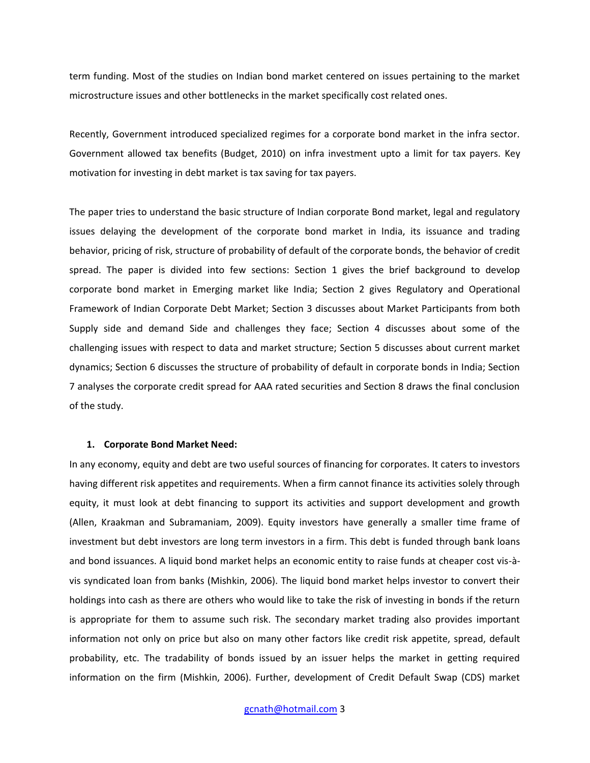term funding. Most of the studies on Indian bond market centered on issues pertaining to the market microstructure issues and other bottlenecks in the market specifically cost related ones.

Recently, Government introduced specialized regimes for a corporate bond market in the infra sector. Government allowed tax benefits (Budget, 2010) on infra investment upto a limit for tax payers. Key motivation for investing in debt market is tax saving for tax payers.

The paper tries to understand the basic structure of Indian corporate Bond market, legal and regulatory issues delaying the development of the corporate bond market in India, its issuance and trading behavior, pricing of risk, structure of probability of default of the corporate bonds, the behavior of credit spread. The paper is divided into few sections: Section 1 gives the brief background to develop corporate bond market in Emerging market like India; Section 2 gives Regulatory and Operational Framework of Indian Corporate Debt Market; Section 3 discusses about Market Participants from both Supply side and demand Side and challenges they face; Section 4 discusses about some of the challenging issues with respect to data and market structure; Section 5 discusses about current market dynamics; Section 6 discusses the structure of probability of default in corporate bonds in India; Section 7 analyses the corporate credit spread for AAA rated securities and Section 8 draws the final conclusion of the study.

## 1. Corporate Bond Market Need:

In any economy, equity and debt are two useful sources of financing for corporates. It caters to investors having different risk appetites and requirements. When a firm cannot finance its activities solely through equity, it must look at debt financing to support its activities and support development and growth (Allen, Kraakman and Subramaniam, 2009). Equity investors have generally a smaller time frame of investment but debt investors are long term investors in a firm. This debt is funded through bank loans and bond issuances. A liquid bond market helps an economic entity to raise funds at cheaper cost vis-à-vis syndicated loan from banks (Mishkin, 2006). The liquid bond market helps investor to convert their holdings into cash as there are others who would like to take the risk of investing in bonds if the return is appropriate for them to assume such risk. The secondary market trading also provides important information not only on price but also on many other factors like credit risk appetite, spread, default probability, etc. The tradability of bonds issued by an issuer helps the market in getting required information on the firm (Mishkin, 2006). Further, development of Credit Default Swap (CDS) market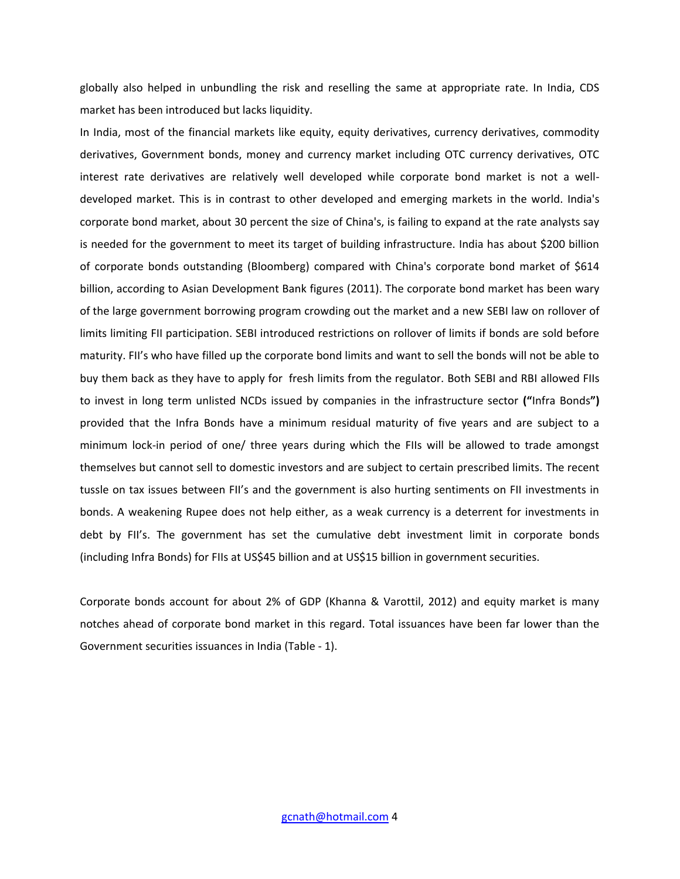globally also helped in unbundling the risk and reselling the same at appropriate rate. In India, CDS market has been introduced but lacks liquidity.

In India, most of the financial markets like equity, equity derivatives, currency derivatives, commodity derivatives, Government bonds, money and currency market including OTC currency derivatives, OTC interest rate derivatives are relatively well developed while corporate bond market is not a well-developed market. This is in contrast to other developed and emerging markets in the world. India's corporate bond market, about 30 percent the size of China's, is failing to expand at the rate analysts say is needed for the government to meet its target of building infrastructure. India has about $200 billion of corporate bonds outstanding (Bloomberg) compared with China's corporate bond market of $614 billion, according to Asian Development Bank figures (2011). The corporate bond market has been wary of the large government borrowing program crowding out the market and a new SEBI law on rollover of limits limiting FII participation. SEBI introduced restrictions on rollover of limits if bonds are sold before maturity. FII's who have filled up the corporate bond limits and want to sell the bonds will not be able to buy them back as they have to apply for fresh limits from the regulator. Both SEBI and RBI allowed FIIs to invest in long term unlisted NCDs issued by companies in the infrastructure sector **("**Infra Bonds**")** provided that the Infra Bonds have a minimum residual maturity of five years and are subject to a minimum lock-in period of one/ three years during which the FIIs will be allowed to trade amongst themselves but cannot sell to domestic investors and are subject to certain prescribed limits. The recent tussle on tax issues between FII's and the government is also hurting sentiments on FII investments in bonds. A weakening Rupee does not help either, as a weak currency is a deterrent for investments in debt by FII's. The government has set the cumulative debt investment limit in corporate bonds (including Infra Bonds) for FIIs at US$45 billion and at US$15 billion in government securities.

Corporate bonds account for about 2% of GDP (Khanna & Varottil, 2012) and equity market is many notches ahead of corporate bond market in this regard. Total issuances have been far lower than the Government securities issuances in India (Table - 1).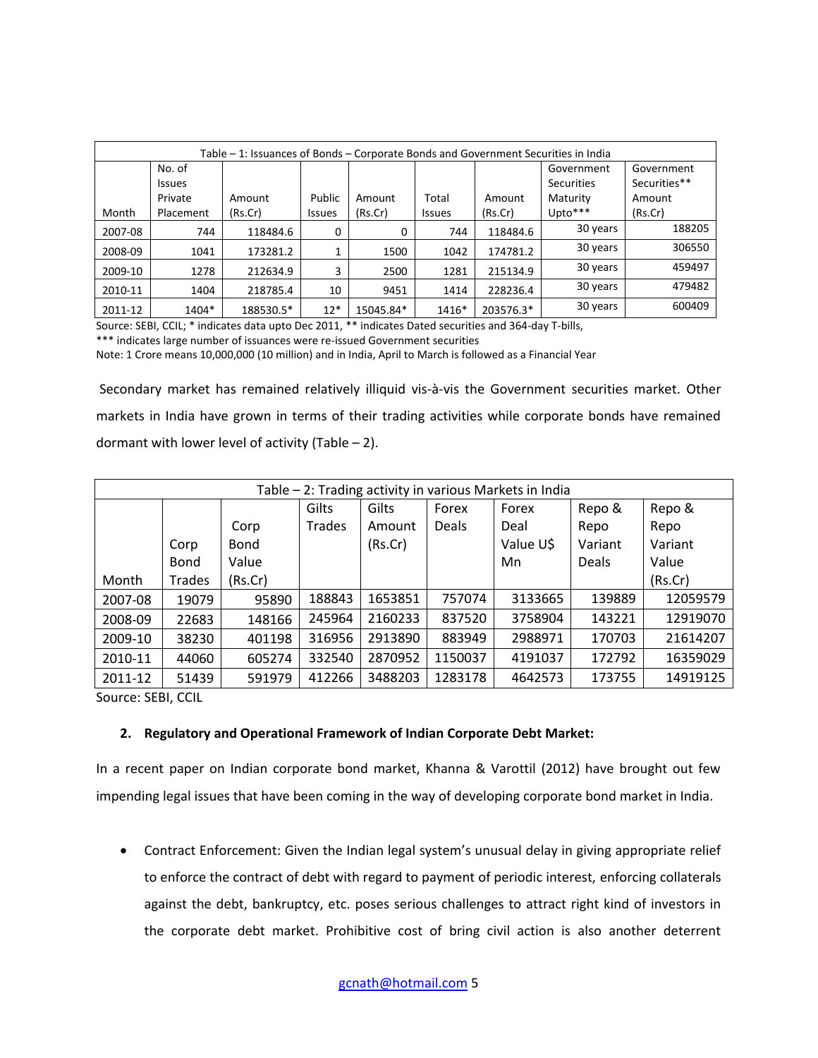| Table – 1: Issuances of Bonds – Corporate Bonds and Government Securities in India | | | | | | | | |
|---|---|---|---|---|---|---|---|---|
| Month | No. of Issues Private Placement | Amount (Rs.Cr) | Public Issues | Amount (Rs.Cr) | Total Issues | Amount (Rs.Cr) | Government Securities Maturity Upto*** | Government Securities** Amount (Rs.Cr) |
| 2007-08 | 744 | 118484.6 | 0 | 0 | 744 | 118484.6 | 30 years | 188205 |
| 2008-09 | 1041 | 173281.2 | 1 | 1500 | 1042 | 174781.2 | 30 years | 306550 |
| 2009-10 | 1278 | 212634.9 | 3 | 2500 | 1281 | 215134.9 | 30 years | 459497 |
| 2010-11 | 1404 | 218785.4 | 10 | 9451 | 1414 | 228236.4 | 30 years | 479482 |
| 2011-12 | 1404* | 188530.5* | 12* | 15045.84* | 1416* | 203576.3* | 30 years | 600409 |

Source: SEBI, CCIL; * indicates data upto Dec 2011, ** indicates Dated securities and 364-day T-bills,
*** indicates large number of issuances were re-issued Government securities
Note: 1 Crore means 10,000,000 (10 million) and in India, April to March is followed as a Financial Year

Secondary market has remained relatively illiquid vis-à-vis the Government securities market. Other markets in India have grown in terms of their trading activities while corporate bonds have remained dormant with lower level of activity (Table – 2).

| Table – 2: Trading activity in various Markets in India | | | | | | | | |
|---|---|---|---|---|---|---|---|---|
| Month | Corp Bond Trades | Corp Bond Value (Rs.Cr) | Gilts Trades | Gilts Amount (Rs.Cr) | Forex Deals | Forex Deal Value U$ Mn | Repo & Repo Variant Deals | Repo & Repo Variant Value (Rs.Cr) |
| 2007-08 | 19079 | 95890 | 188843 | 1653851 | 757074 | 3133665 | 139889 | 12059579 |
| 2008-09 | 22683 | 148166 | 245964 | 2160233 | 837520 | 3758904 | 143221 | 12919070 |
| 2009-10 | 38230 | 401198 | 316956 | 2913890 | 883949 | 2988971 | 170703 | 21614207 |
| 2010-11 | 44060 | 605274 | 332540 | 2870952 | 1150037 | 4191037 | 172792 | 16359029 |
| 2011-12 | 51439 | 591979 | 412266 | 3488203 | 1283178 | 4642573 | 173755 | 14919125 |

Source: SEBI, CCIL

## 2. Regulatory and Operational Framework of Indian Corporate Debt Market:

In a recent paper on Indian corporate bond market, Khanna & Varottil (2012) have brought out few impending legal issues that have been coming in the way of developing corporate bond market in India.

- Contract Enforcement: Given the Indian legal system's unusual delay in giving appropriate relief to enforce the contract of debt with regard to payment of periodic interest, enforcing collaterals against the debt, bankruptcy, etc. poses serious challenges to attract right kind of investors in the corporate debt market. Prohibitive cost of bring civil action is also another deterrent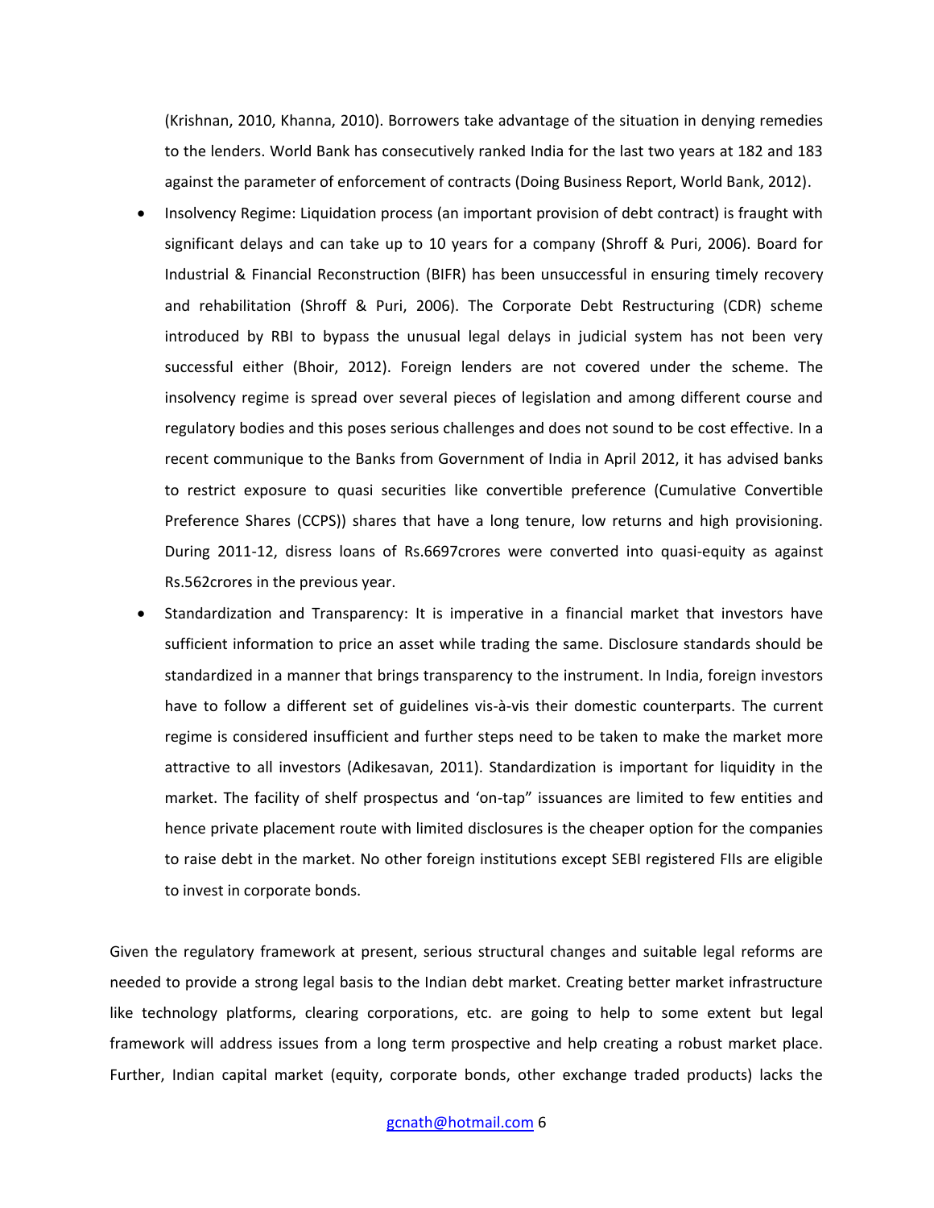(Krishnan, 2010, Khanna, 2010). Borrowers take advantage of the situation in denying remedies to the lenders. World Bank has consecutively ranked India for the last two years at 182 and 183 against the parameter of enforcement of contracts (Doing Business Report, World Bank, 2012).

- Insolvency Regime: Liquidation process (an important provision of debt contract) is fraught with significant delays and can take up to 10 years for a company (Shroff & Puri, 2006). Board for Industrial & Financial Reconstruction (BIFR) has been unsuccessful in ensuring timely recovery and rehabilitation (Shroff & Puri, 2006). The Corporate Debt Restructuring (CDR) scheme introduced by RBI to bypass the unusual legal delays in judicial system has not been very successful either (Bhoir, 2012). Foreign lenders are not covered under the scheme. The insolvency regime is spread over several pieces of legislation and among different course and regulatory bodies and this poses serious challenges and does not sound to be cost effective. In a recent communique to the Banks from Government of India in April 2012, it has advised banks to restrict exposure to quasi securities like convertible preference (Cumulative Convertible Preference Shares (CCPS)) shares that have a long tenure, low returns and high provisioning. During 2011-12, disress loans of Rs.6697crores were converted into quasi-equity as against Rs.562crores in the previous year.
- Standardization and Transparency: It is imperative in a financial market that investors have sufficient information to price an asset while trading the same. Disclosure standards should be standardized in a manner that brings transparency to the instrument. In India, foreign investors have to follow a different set of guidelines vis-à-vis their domestic counterparts. The current regime is considered insufficient and further steps need to be taken to make the market more attractive to all investors (Adikesavan, 2011). Standardization is important for liquidity in the market. The facility of shelf prospectus and 'on-tap" issuances are limited to few entities and hence private placement route with limited disclosures is the cheaper option for the companies to raise debt in the market. No other foreign institutions except SEBI registered FIIs are eligible to invest in corporate bonds.

Given the regulatory framework at present, serious structural changes and suitable legal reforms are needed to provide a strong legal basis to the Indian debt market. Creating better market infrastructure like technology platforms, clearing corporations, etc. are going to help to some extent but legal framework will address issues from a long term prospective and help creating a robust market place. Further, Indian capital market (equity, corporate bonds, other exchange traded products) lacks the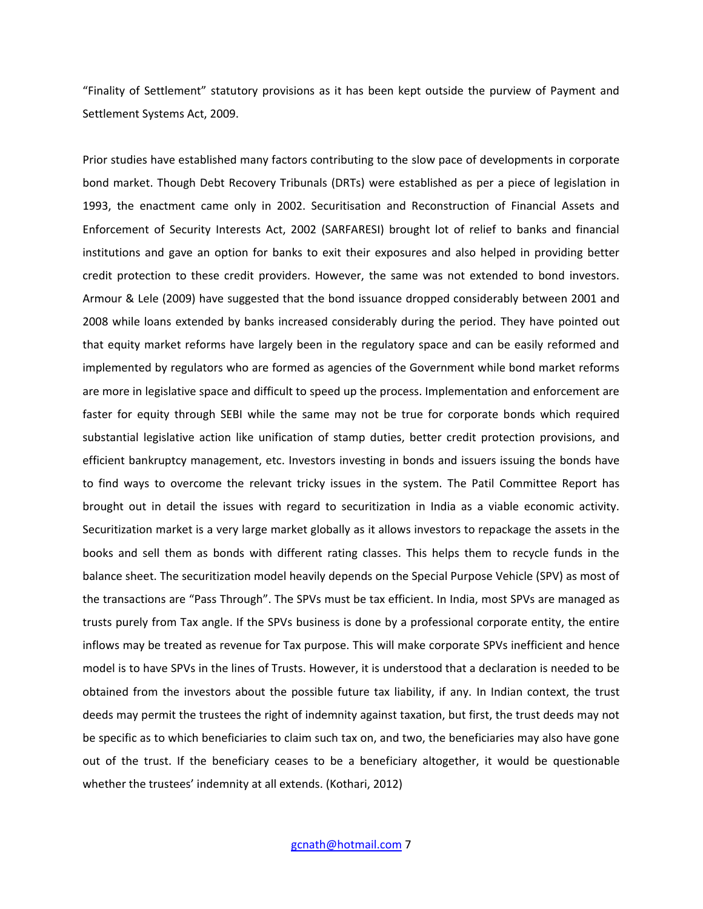"Finality of Settlement" statutory provisions as it has been kept outside the purview of Payment and Settlement Systems Act, 2009.

Prior studies have established many factors contributing to the slow pace of developments in corporate bond market. Though Debt Recovery Tribunals (DRTs) were established as per a piece of legislation in 1993, the enactment came only in 2002. Securitisation and Reconstruction of Financial Assets and Enforcement of Security Interests Act, 2002 (SARFARESI) brought lot of relief to banks and financial institutions and gave an option for banks to exit their exposures and also helped in providing better credit protection to these credit providers. However, the same was not extended to bond investors. Armour & Lele (2009) have suggested that the bond issuance dropped considerably between 2001 and 2008 while loans extended by banks increased considerably during the period. They have pointed out that equity market reforms have largely been in the regulatory space and can be easily reformed and implemented by regulators who are formed as agencies of the Government while bond market reforms are more in legislative space and difficult to speed up the process. Implementation and enforcement are faster for equity through SEBI while the same may not be true for corporate bonds which required substantial legislative action like unification of stamp duties, better credit protection provisions, and efficient bankruptcy management, etc. Investors investing in bonds and issuers issuing the bonds have to find ways to overcome the relevant tricky issues in the system. The Patil Committee Report has brought out in detail the issues with regard to securitization in India as a viable economic activity. Securitization market is a very large market globally as it allows investors to repackage the assets in the books and sell them as bonds with different rating classes. This helps them to recycle funds in the balance sheet. The securitization model heavily depends on the Special Purpose Vehicle (SPV) as most of the transactions are "Pass Through". The SPVs must be tax efficient. In India, most SPVs are managed as trusts purely from Tax angle. If the SPVs business is done by a professional corporate entity, the entire inflows may be treated as revenue for Tax purpose. This will make corporate SPVs inefficient and hence model is to have SPVs in the lines of Trusts. However, it is understood that a declaration is needed to be obtained from the investors about the possible future tax liability, if any. In Indian context, the trust deeds may permit the trustees the right of indemnity against taxation, but first, the trust deeds may not be specific as to which beneficiaries to claim such tax on, and two, the beneficiaries may also have gone out of the trust. If the beneficiary ceases to be a beneficiary altogether, it would be questionable whether the trustees' indemnity at all extends. (Kothari, 2012)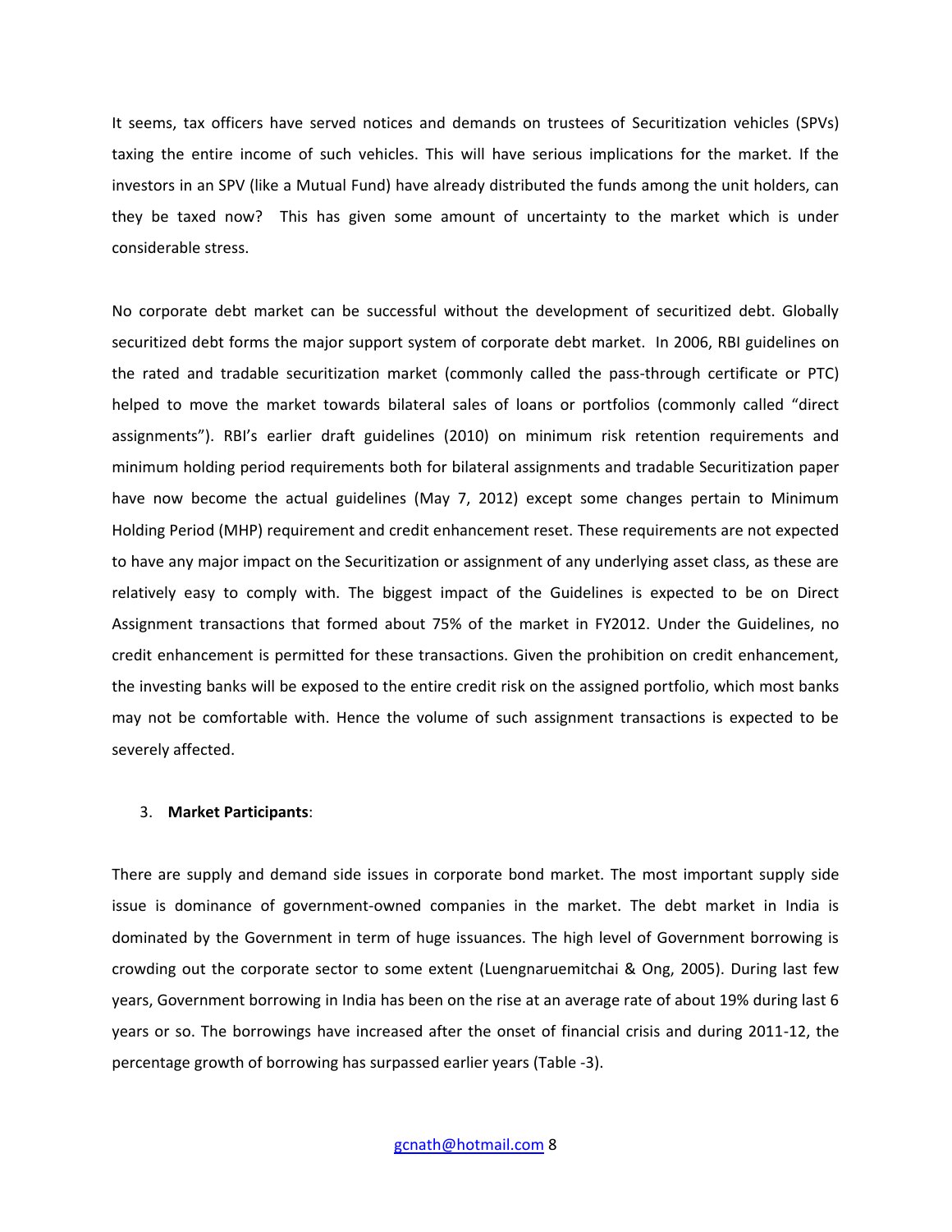It seems, tax officers have served notices and demands on trustees of Securitization vehicles (SPVs) taxing the entire income of such vehicles. This will have serious implications for the market. If the investors in an SPV (like a Mutual Fund) have already distributed the funds among the unit holders, can they be taxed now? This has given some amount of uncertainty to the market which is under considerable stress.

No corporate debt market can be successful without the development of securitized debt. Globally securitized debt forms the major support system of corporate debt market. In 2006, RBI guidelines on the rated and tradable securitization market (commonly called the pass-through certificate or PTC) helped to move the market towards bilateral sales of loans or portfolios (commonly called "direct assignments"). RBI's earlier draft guidelines (2010) on minimum risk retention requirements and minimum holding period requirements both for bilateral assignments and tradable Securitization paper have now become the actual guidelines (May 7, 2012) except some changes pertain to Minimum Holding Period (MHP) requirement and credit enhancement reset. These requirements are not expected to have any major impact on the Securitization or assignment of any underlying asset class, as these are relatively easy to comply with. The biggest impact of the Guidelines is expected to be on Direct Assignment transactions that formed about 75% of the market in FY2012. Under the Guidelines, no credit enhancement is permitted for these transactions. Given the prohibition on credit enhancement, the investing banks will be exposed to the entire credit risk on the assigned portfolio, which most banks may not be comfortable with. Hence the volume of such assignment transactions is expected to be severely affected.

3. **Market Participants**:

There are supply and demand side issues in corporate bond market. The most important supply side issue is dominance of government-owned companies in the market. The debt market in India is dominated by the Government in term of huge issuances. The high level of Government borrowing is crowding out the corporate sector to some extent (Luengnaruemitchai & Ong, 2005). During last few years, Government borrowing in India has been on the rise at an average rate of about 19% during last 6 years or so. The borrowings have increased after the onset of financial crisis and during 2011-12, the percentage growth of borrowing has surpassed earlier years (Table -3).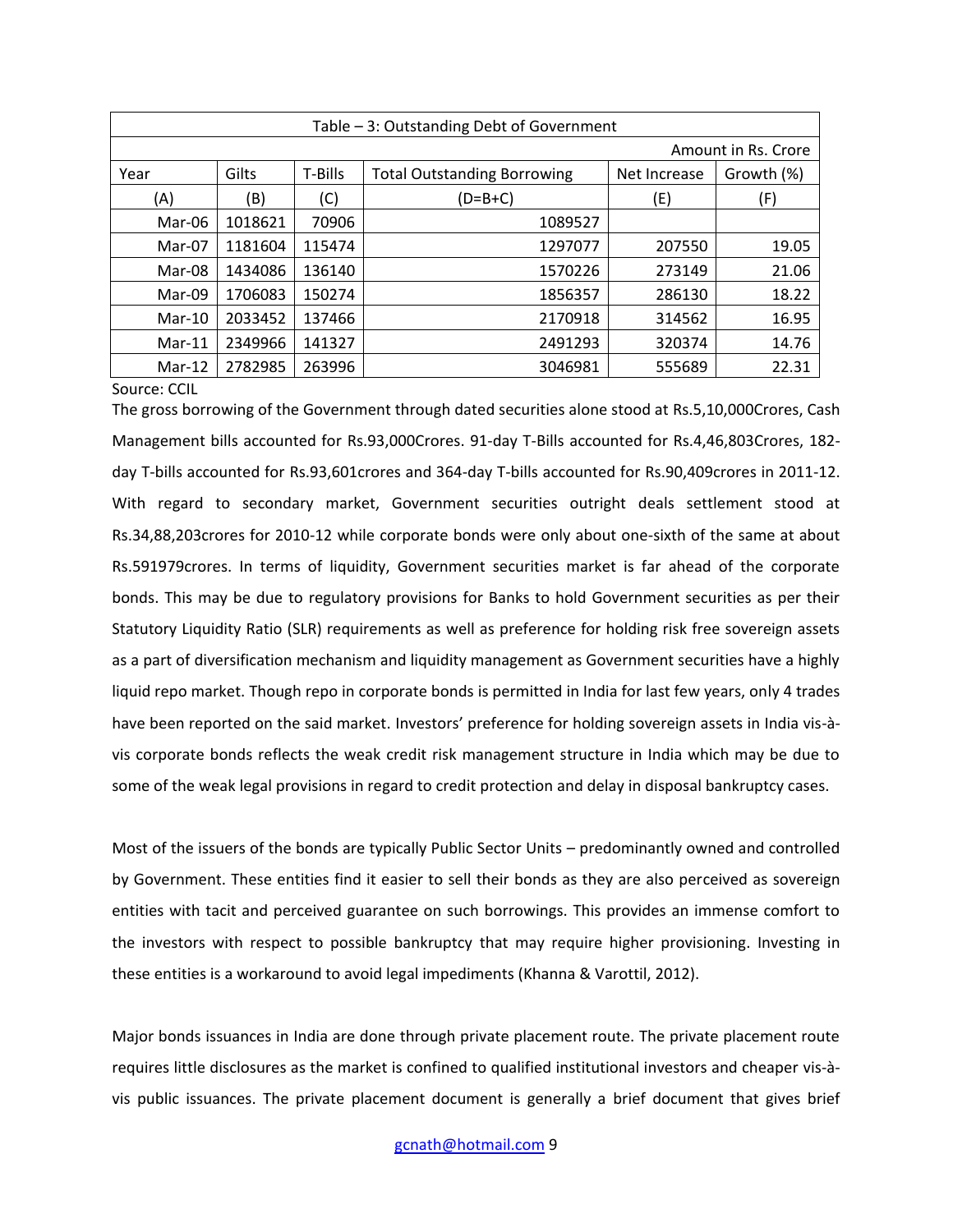| Table – 3: Outstanding Debt of Government | | | | | |
|---|---|---|---|---|---|
| | | | | | Amount in Rs. Crore |
| Year | Gilts | T-Bills | Total Outstanding Borrowing | Net Increase | Growth (%) |
| (A) | (B) | (C) | (D=B+C) | (E) | (F) |
| Mar-06 | 1018621 | 70906 | 1089527 | | |
| Mar-07 | 1181604 | 115474 | 1297077 | 207550 | 19.05 |
| Mar-08 | 1434086 | 136140 | 1570226 | 273149 | 21.06 |
| Mar-09 | 1706083 | 150274 | 1856357 | 286130 | 18.22 |
| Mar-10 | 2033452 | 137466 | 2170918 | 314562 | 16.95 |
| Mar-11 | 2349966 | 141327 | 2491293 | 320374 | 14.76 |
| Mar-12 | 2782985 | 263996 | 3046981 | 555689 | 22.31 |

Source: CCIL

The gross borrowing of the Government through dated securities alone stood at Rs.5,10,000Crores, Cash Management bills accounted for Rs.93,000Crores. 91-day T-Bills accounted for Rs.4,46,803Crores, 182-day T-bills accounted for Rs.93,601crores and 364-day T-bills accounted for Rs.90,409crores in 2011-12. With regard to secondary market, Government securities outright deals settlement stood at Rs.34,88,203crores for 2010-12 while corporate bonds were only about one-sixth of the same at about Rs.591979crores. In terms of liquidity, Government securities market is far ahead of the corporate bonds. This may be due to regulatory provisions for Banks to hold Government securities as per their Statutory Liquidity Ratio (SLR) requirements as well as preference for holding risk free sovereign assets as a part of diversification mechanism and liquidity management as Government securities have a highly liquid repo market. Though repo in corporate bonds is permitted in India for last few years, only 4 trades have been reported on the said market. Investors' preference for holding sovereign assets in India vis-à-vis corporate bonds reflects the weak credit risk management structure in India which may be due to some of the weak legal provisions in regard to credit protection and delay in disposal bankruptcy cases.

Most of the issuers of the bonds are typically Public Sector Units – predominantly owned and controlled by Government. These entities find it easier to sell their bonds as they are also perceived as sovereign entities with tacit and perceived guarantee on such borrowings. This provides an immense comfort to the investors with respect to possible bankruptcy that may require higher provisioning. Investing in these entities is a workaround to avoid legal impediments (Khanna & Varottil, 2012).

Major bonds issuances in India are done through private placement route. The private placement route requires little disclosures as the market is confined to qualified institutional investors and cheaper vis-à-vis public issuances. The private placement document is generally a brief document that gives brief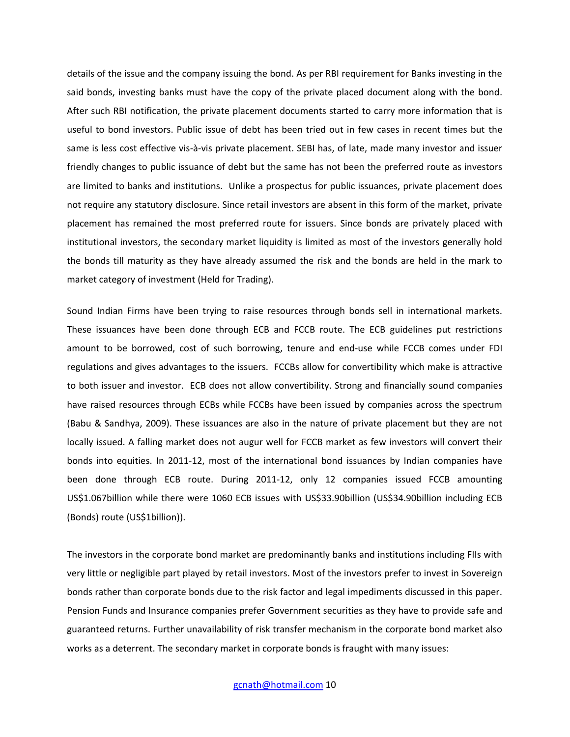details of the issue and the company issuing the bond. As per RBI requirement for Banks investing in the said bonds, investing banks must have the copy of the private placed document along with the bond. After such RBI notification, the private placement documents started to carry more information that is useful to bond investors. Public issue of debt has been tried out in few cases in recent times but the same is less cost effective vis-à-vis private placement. SEBI has, of late, made many investor and issuer friendly changes to public issuance of debt but the same has not been the preferred route as investors are limited to banks and institutions. Unlike a prospectus for public issuances, private placement does not require any statutory disclosure. Since retail investors are absent in this form of the market, private placement has remained the most preferred route for issuers. Since bonds are privately placed with institutional investors, the secondary market liquidity is limited as most of the investors generally hold the bonds till maturity as they have already assumed the risk and the bonds are held in the mark to market category of investment (Held for Trading).

Sound Indian Firms have been trying to raise resources through bonds sell in international markets. These issuances have been done through ECB and FCCB route. The ECB guidelines put restrictions amount to be borrowed, cost of such borrowing, tenure and end-use while FCCB comes under FDI regulations and gives advantages to the issuers. FCCBs allow for convertibility which make is attractive to both issuer and investor. ECB does not allow convertibility. Strong and financially sound companies have raised resources through ECBs while FCCBs have been issued by companies across the spectrum (Babu & Sandhya, 2009). These issuances are also in the nature of private placement but they are not locally issued. A falling market does not augur well for FCCB market as few investors will convert their bonds into equities. In 2011-12, most of the international bond issuances by Indian companies have been done through ECB route. During 2011-12, only 12 companies issued FCCB amounting US$1.067billion while there were 1060 ECB issues with US$33.90billion (US$34.90billion including ECB (Bonds) route (US$1billion)).

The investors in the corporate bond market are predominantly banks and institutions including FIIs with very little or negligible part played by retail investors. Most of the investors prefer to invest in Sovereign bonds rather than corporate bonds due to the risk factor and legal impediments discussed in this paper. Pension Funds and Insurance companies prefer Government securities as they have to provide safe and guaranteed returns. Further unavailability of risk transfer mechanism in the corporate bond market also works as a deterrent. The secondary market in corporate bonds is fraught with many issues: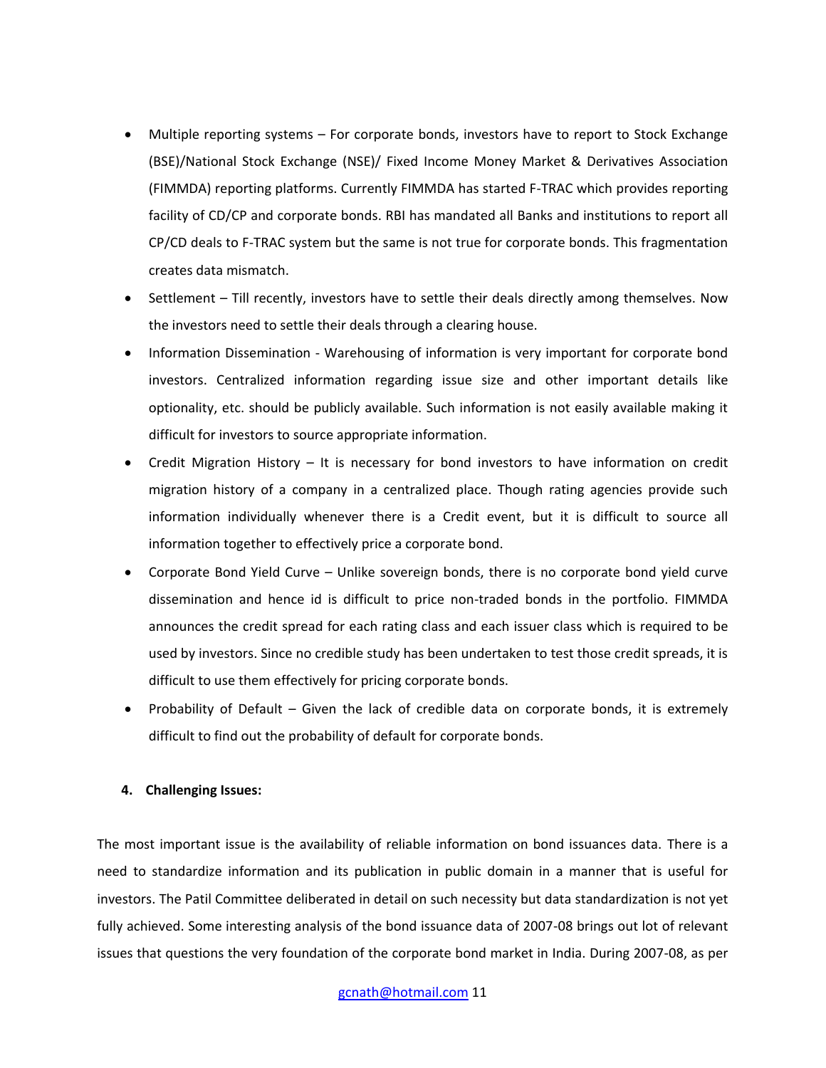- Multiple reporting systems – For corporate bonds, investors have to report to Stock Exchange (BSE)/National Stock Exchange (NSE)/ Fixed Income Money Market & Derivatives Association (FIMMDA) reporting platforms. Currently FIMMDA has started F-TRAC which provides reporting facility of CD/CP and corporate bonds. RBI has mandated all Banks and institutions to report all CP/CD deals to F-TRAC system but the same is not true for corporate bonds. This fragmentation creates data mismatch.
- Settlement – Till recently, investors have to settle their deals directly among themselves. Now the investors need to settle their deals through a clearing house.
- Information Dissemination - Warehousing of information is very important for corporate bond investors. Centralized information regarding issue size and other important details like optionality, etc. should be publicly available. Such information is not easily available making it difficult for investors to source appropriate information.
- Credit Migration History – It is necessary for bond investors to have information on credit migration history of a company in a centralized place. Though rating agencies provide such information individually whenever there is a Credit event, but it is difficult to source all information together to effectively price a corporate bond.
- Corporate Bond Yield Curve – Unlike sovereign bonds, there is no corporate bond yield curve dissemination and hence id is difficult to price non-traded bonds in the portfolio. FIMMDA announces the credit spread for each rating class and each issuer class which is required to be used by investors. Since no credible study has been undertaken to test those credit spreads, it is difficult to use them effectively for pricing corporate bonds.
- Probability of Default – Given the lack of credible data on corporate bonds, it is extremely difficult to find out the probability of default for corporate bonds.

## 4. Challenging Issues:

The most important issue is the availability of reliable information on bond issuances data. There is a need to standardize information and its publication in public domain in a manner that is useful for investors. The Patil Committee deliberated in detail on such necessity but data standardization is not yet fully achieved. Some interesting analysis of the bond issuance data of 2007-08 brings out lot of relevant issues that questions the very foundation of the corporate bond market in India. During 2007-08, as per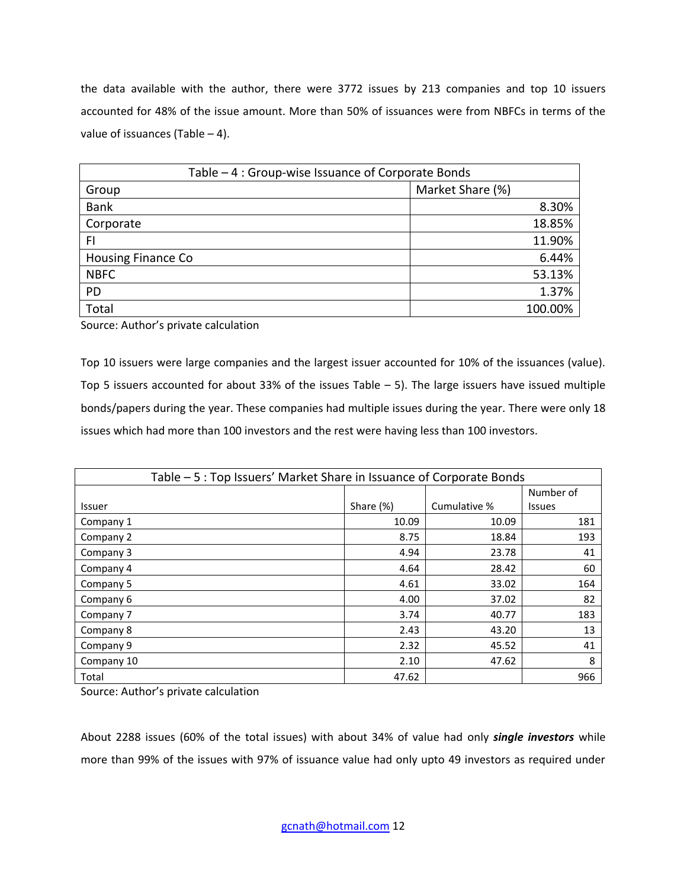the data available with the author, there were 3772 issues by 213 companies and top 10 issuers accounted for 48% of the issue amount. More than 50% of issuances were from NBFCs in terms of the value of issuances (Table – 4).

| Table – 4 : Group-wise Issuance of Corporate Bonds | |
|---|---|
| Group | Market Share (%) |
| Bank | 8.30% |
| Corporate | 18.85% |
| FI | 11.90% |
| Housing Finance Co | 6.44% |
| NBFC | 53.13% |
| PD | 1.37% |
| Total | 100.00% |

Source: Author's private calculation

Top 10 issuers were large companies and the largest issuer accounted for 10% of the issuances (value). Top 5 issuers accounted for about 33% of the issues Table – 5). The large issuers have issued multiple bonds/papers during the year. These companies had multiple issues during the year. There were only 18 issues which had more than 100 investors and the rest were having less than 100 investors.

| Table – 5 : Top Issuers' Market Share in Issuance of Corporate Bonds | | | |
|---|---|---|---|
| Issuer | Share (%) | Cumulative % | Number of Issues |
| Company 1 | 10.09 | 10.09 | 181 |
| Company 2 | 8.75 | 18.84 | 193 |
| Company 3 | 4.94 | 23.78 | 41 |
| Company 4 | 4.64 | 28.42 | 60 |
| Company 5 | 4.61 | 33.02 | 164 |
| Company 6 | 4.00 | 37.02 | 82 |
| Company 7 | 3.74 | 40.77 | 183 |
| Company 8 | 2.43 | 43.20 | 13 |
| Company 9 | 2.32 | 45.52 | 41 |
| Company 10 | 2.10 | 47.62 | 8 |
| Total | 47.62 | | 966 |

Source: Author's private calculation

About 2288 issues (60% of the total issues) with about 34% of value had only ***single investors*** while more than 99% of the issues with 97% of issuance value had only upto 49 investors as required under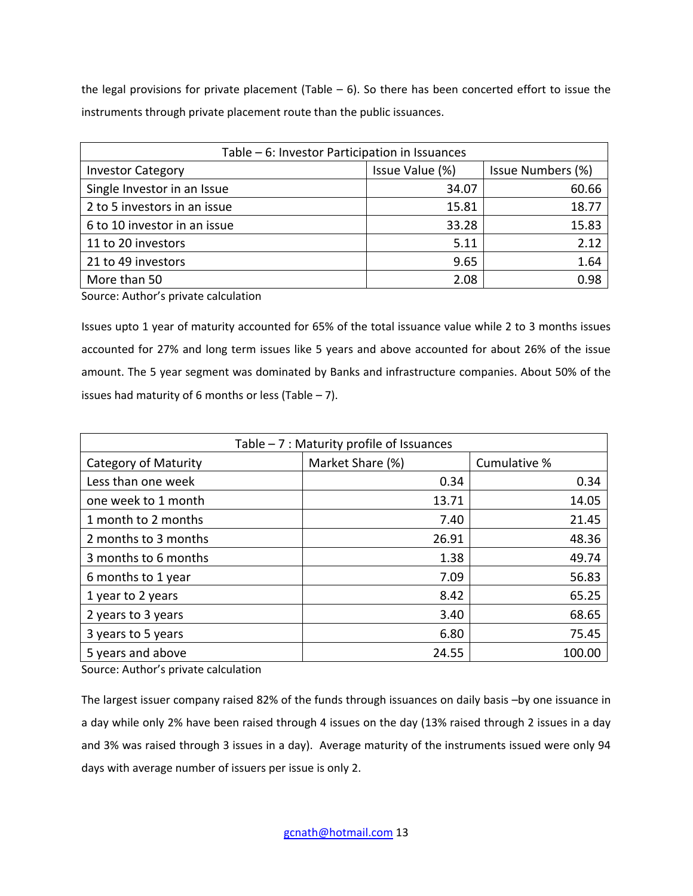the legal provisions for private placement (Table – 6). So there has been concerted effort to issue the instruments through private placement route than the public issuances.

| Table – 6: Investor Participation in Issuances | | |
|---|---|---|
| Investor Category | Issue Value (%) | Issue Numbers (%) |
| Single Investor in an Issue | 34.07 | 60.66 |
| 2 to 5 investors in an issue | 15.81 | 18.77 |
| 6 to 10 investor in an issue | 33.28 | 15.83 |
| 11 to 20 investors | 5.11 | 2.12 |
| 21 to 49 investors | 9.65 | 1.64 |
| More than 50 | 2.08 | 0.98 |

Source: Author's private calculation

Issues upto 1 year of maturity accounted for 65% of the total issuance value while 2 to 3 months issues accounted for 27% and long term issues like 5 years and above accounted for about 26% of the issue amount. The 5 year segment was dominated by Banks and infrastructure companies. About 50% of the issues had maturity of 6 months or less (Table – 7).

| Table – 7 : Maturity profile of Issuances | | |
|---|---|---|
| Category of Maturity | Market Share (%) | Cumulative % |
| Less than one week | 0.34 | 0.34 |
| one week to 1 month | 13.71 | 14.05 |
| 1 month to 2 months | 7.40 | 21.45 |
| 2 months to 3 months | 26.91 | 48.36 |
| 3 months to 6 months | 1.38 | 49.74 |
| 6 months to 1 year | 7.09 | 56.83 |
| 1 year to 2 years | 8.42 | 65.25 |
| 2 years to 3 years | 3.40 | 68.65 |
| 3 years to 5 years | 6.80 | 75.45 |
| 5 years and above | 24.55 | 100.00 |

Source: Author's private calculation

The largest issuer company raised 82% of the funds through issuances on daily basis –by one issuance in a day while only 2% have been raised through 4 issues on the day (13% raised through 2 issues in a day and 3% was raised through 3 issues in a day). Average maturity of the instruments issued were only 94 days with average number of issuers per issue is only 2.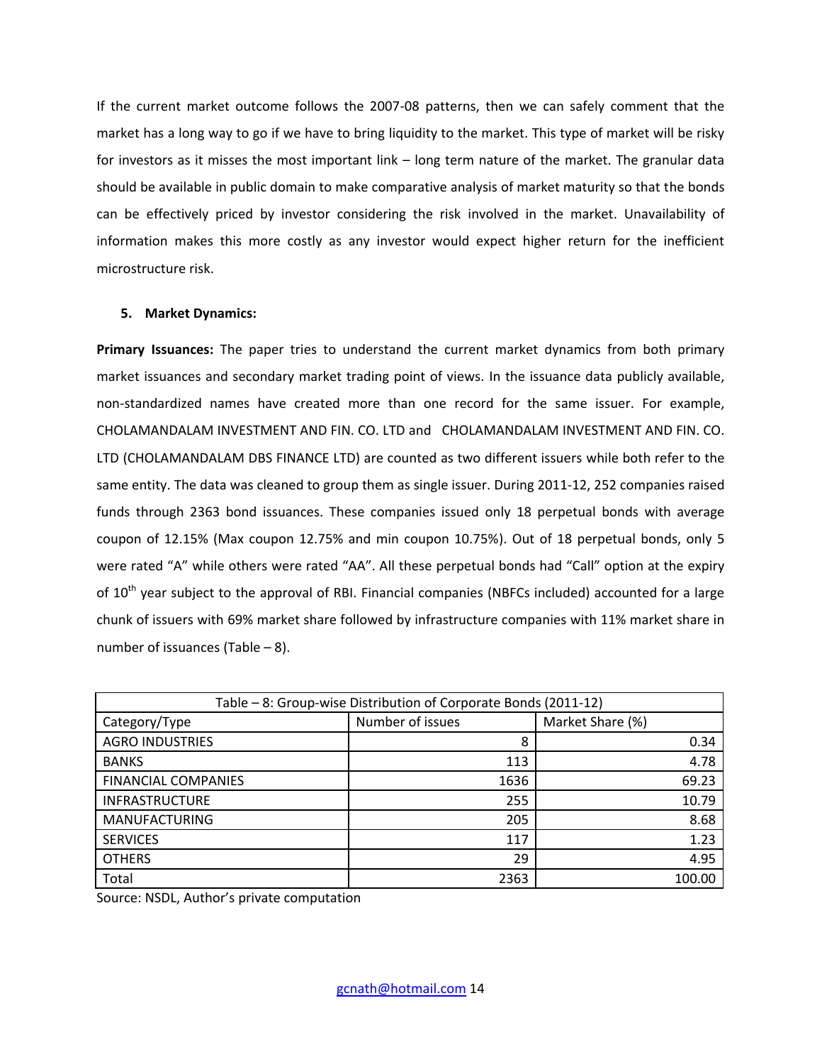If the current market outcome follows the 2007-08 patterns, then we can safely comment that the market has a long way to go if we have to bring liquidity to the market. This type of market will be risky for investors as it misses the most important link – long term nature of the market. The granular data should be available in public domain to make comparative analysis of market maturity so that the bonds can be effectively priced by investor considering the risk involved in the market. Unavailability of information makes this more costly as any investor would expect higher return for the inefficient microstructure risk.

## 5. Market Dynamics:

**Primary Issuances:** The paper tries to understand the current market dynamics from both primary market issuances and secondary market trading point of views. In the issuance data publicly available, non-standardized names have created more than one record for the same issuer. For example, CHOLAMANDALAM INVESTMENT AND FIN. CO. LTD and CHOLAMANDALAM INVESTMENT AND FIN. CO. LTD (CHOLAMANDALAM DBS FINANCE LTD) are counted as two different issuers while both refer to the same entity. The data was cleaned to group them as single issuer. During 2011-12, 252 companies raised funds through 2363 bond issuances. These companies issued only 18 perpetual bonds with average coupon of 12.15% (Max coupon 12.75% and min coupon 10.75%). Out of 18 perpetual bonds, only 5 were rated "A" while others were rated "AA". All these perpetual bonds had "Call" option at the expiry of 10th year subject to the approval of RBI. Financial companies (NBFCs included) accounted for a large chunk of issuers with 69% market share followed by infrastructure companies with 11% market share in number of issuances (Table – 8).

Table – 8: Group-wise Distribution of Corporate Bonds (2011-12)

| Category/Type | Number of issues | Market Share (%) |
|---|---:|---:|
| AGRO INDUSTRIES | 8 | 0.34 |
| BANKS | 113 | 4.78 |
| FINANCIAL COMPANIES | 1636 | 69.23 |
| INFRASTRUCTURE | 255 | 10.79 |
| MANUFACTURING | 205 | 8.68 |
| SERVICES | 117 | 1.23 |
| OTHERS | 29 | 4.95 |
| Total | 2363 | 100.00 |

Source: NSDL, Author's private computation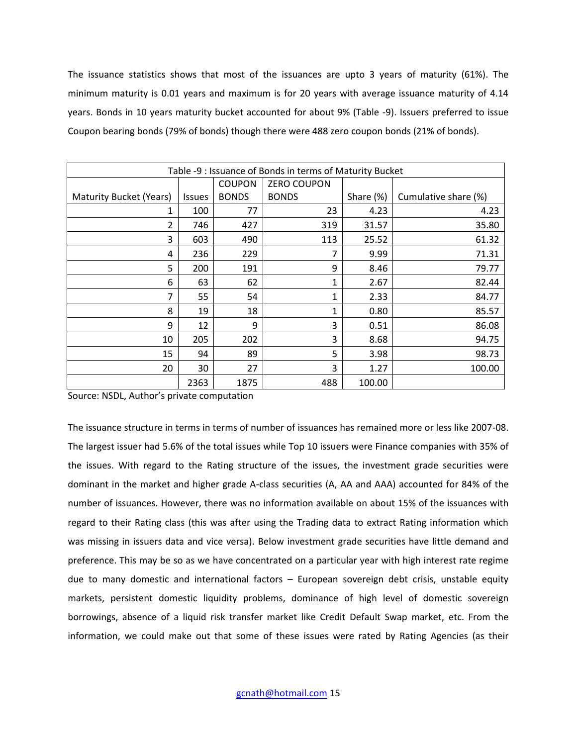The issuance statistics shows that most of the issuances are upto 3 years of maturity (61%). The minimum maturity is 0.01 years and maximum is for 20 years with average issuance maturity of 4.14 years. Bonds in 10 years maturity bucket accounted for about 9% (Table -9). Issuers preferred to issue Coupon bearing bonds (79% of bonds) though there were 488 zero coupon bonds (21% of bonds).

Table -9 : Issuance of Bonds in terms of Maturity Bucket

| Maturity Bucket (Years) | Issues | COUPON BONDS | ZERO COUPON BONDS | Share (%) | Cumulative share (%) |
|---|---|---|---|---|---|
| 1 | 100 | 77 | 23 | 4.23 | 4.23 |
| 2 | 746 | 427 | 319 | 31.57 | 35.80 |
| 3 | 603 | 490 | 113 | 25.52 | 61.32 |
| 4 | 236 | 229 | 7 | 9.99 | 71.31 |
| 5 | 200 | 191 | 9 | 8.46 | 79.77 |
| 6 | 63 | 62 | 1 | 2.67 | 82.44 |
| 7 | 55 | 54 | 1 | 2.33 | 84.77 |
| 8 | 19 | 18 | 1 | 0.80 | 85.57 |
| 9 | 12 | 9 | 3 | 0.51 | 86.08 |
| 10 | 205 | 202 | 3 | 8.68 | 94.75 |
| 15 | 94 | 89 | 5 | 3.98 | 98.73 |
| 20 | 30 | 27 | 3 | 1.27 | 100.00 |
| | 2363 | 1875 | 488 | 100.00 | |

Source: NSDL, Author's private computation

The issuance structure in terms in terms of number of issuances has remained more or less like 2007-08. The largest issuer had 5.6% of the total issues while Top 10 issuers were Finance companies with 35% of the issues. With regard to the Rating structure of the issues, the investment grade securities were dominant in the market and higher grade A-class securities (A, AA and AAA) accounted for 84% of the number of issuances. However, there was no information available on about 15% of the issuances with regard to their Rating class (this was after using the Trading data to extract Rating information which was missing in issuers data and vice versa). Below investment grade securities have little demand and preference. This may be so as we have concentrated on a particular year with high interest rate regime due to many domestic and international factors – European sovereign debt crisis, unstable equity markets, persistent domestic liquidity problems, dominance of high level of domestic sovereign borrowings, absence of a liquid risk transfer market like Credit Default Swap market, etc. From the information, we could make out that some of these issues were rated by Rating Agencies (as their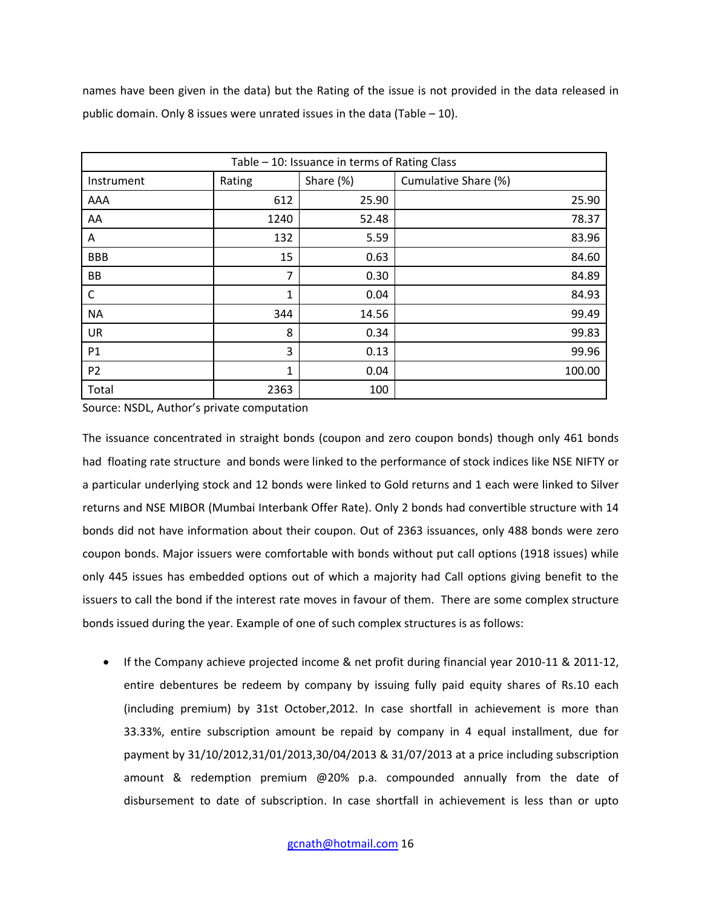names have been given in the data) but the Rating of the issue is not provided in the data released in public domain. Only 8 issues were unrated issues in the data (Table – 10).

Table – 10: Issuance in terms of Rating Class

| Instrument | Rating | Share (%) | Cumulative Share (%) |
|---|---|---|---|
| AAA | 612 | 25.90 | 25.90 |
| AA | 1240 | 52.48 | 78.37 |
| A | 132 | 5.59 | 83.96 |
| BBB | 15 | 0.63 | 84.60 |
| BB | 7 | 0.30 | 84.89 |
| C | 1 | 0.04 | 84.93 |
| NA | 344 | 14.56 | 99.49 |
| UR | 8 | 0.34 | 99.83 |
| P1 | 3 | 0.13 | 99.96 |
| P2 | 1 | 0.04 | 100.00 |
| Total | 2363 | 100 | |

Source: NSDL, Author's private computation

The issuance concentrated in straight bonds (coupon and zero coupon bonds) though only 461 bonds had floating rate structure and bonds were linked to the performance of stock indices like NSE NIFTY or a particular underlying stock and 12 bonds were linked to Gold returns and 1 each were linked to Silver returns and NSE MIBOR (Mumbai Interbank Offer Rate). Only 2 bonds had convertible structure with 14 bonds did not have information about their coupon. Out of 2363 issuances, only 488 bonds were zero coupon bonds. Major issuers were comfortable with bonds without put call options (1918 issues) while only 445 issues has embedded options out of which a majority had Call options giving benefit to the issuers to call the bond if the interest rate moves in favour of them. There are some complex structure bonds issued during the year. Example of one of such complex structures is as follows:

- If the Company achieve projected income & net profit during financial year 2010-11 & 2011-12, entire debentures be redeem by company by issuing fully paid equity shares of Rs.10 each (including premium) by 31st October,2012. In case shortfall in achievement is more than 33.33%, entire subscription amount be repaid by company in 4 equal installment, due for payment by 31/10/2012,31/01/2013,30/04/2013 & 31/07/2013 at a price including subscription amount & redemption premium @20% p.a. compounded annually from the date of disbursement to date of subscription. In case shortfall in achievement is less than or upto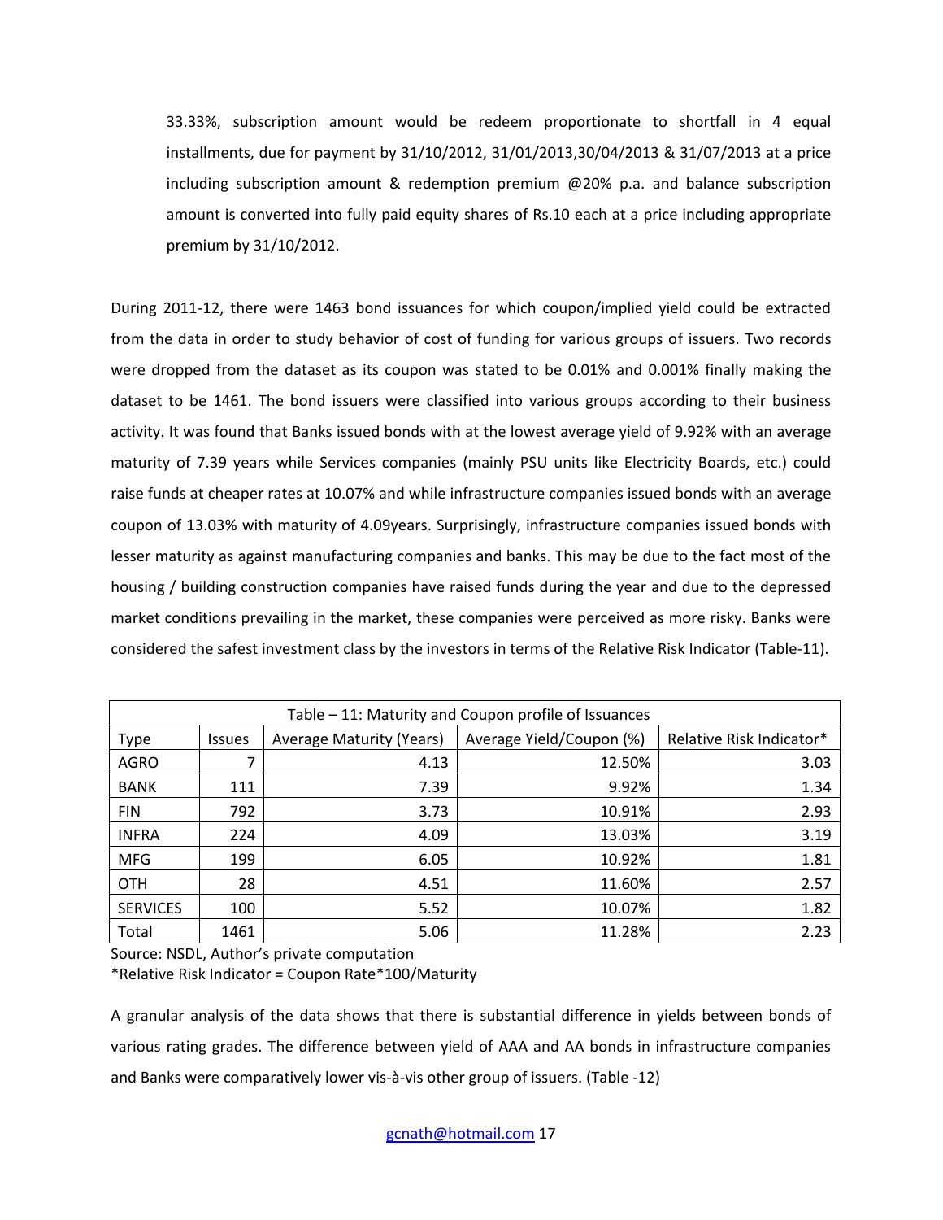33.33%, subscription amount would be redeem proportionate to shortfall in 4 equal installments, due for payment by 31/10/2012, 31/01/2013,30/04/2013 & 31/07/2013 at a price including subscription amount & redemption premium @20% p.a. and balance subscription amount is converted into fully paid equity shares of Rs.10 each at a price including appropriate premium by 31/10/2012.

During 2011-12, there were 1463 bond issuances for which coupon/implied yield could be extracted from the data in order to study behavior of cost of funding for various groups of issuers. Two records were dropped from the dataset as its coupon was stated to be 0.01% and 0.001% finally making the dataset to be 1461. The bond issuers were classified into various groups according to their business activity. It was found that Banks issued bonds with at the lowest average yield of 9.92% with an average maturity of 7.39 years while Services companies (mainly PSU units like Electricity Boards, etc.) could raise funds at cheaper rates at 10.07% and while infrastructure companies issued bonds with an average coupon of 13.03% with maturity of 4.09years. Surprisingly, infrastructure companies issued bonds with lesser maturity as against manufacturing companies and banks. This may be due to the fact most of the housing / building construction companies have raised funds during the year and due to the depressed market conditions prevailing in the market, these companies were perceived as more risky. Banks were considered the safest investment class by the investors in terms of the Relative Risk Indicator (Table-11).

| Table – 11: Maturity and Coupon profile of Issuances | | | | |
|---|---|---|---|---|
| Type | Issues | Average Maturity (Years) | Average Yield/Coupon (%) | Relative Risk Indicator* |
| AGRO | 7 | 4.13 | 12.50% | 3.03 |
| BANK | 111 | 7.39 | 9.92% | 1.34 |
| FIN | 792 | 3.73 | 10.91% | 2.93 |
| INFRA | 224 | 4.09 | 13.03% | 3.19 |
| MFG | 199 | 6.05 | 10.92% | 1.81 |
| OTH | 28 | 4.51 | 11.60% | 2.57 |
| SERVICES | 100 | 5.52 | 10.07% | 1.82 |
| Total | 1461 | 5.06 | 11.28% | 2.23 |

Source: NSDL, Author's private computation

*Relative Risk Indicator = Coupon Rate*100/Maturity

A granular analysis of the data shows that there is substantial difference in yields between bonds of various rating grades. The difference between yield of AAA and AA bonds in infrastructure companies and Banks were comparatively lower vis-à-vis other group of issuers. (Table -12)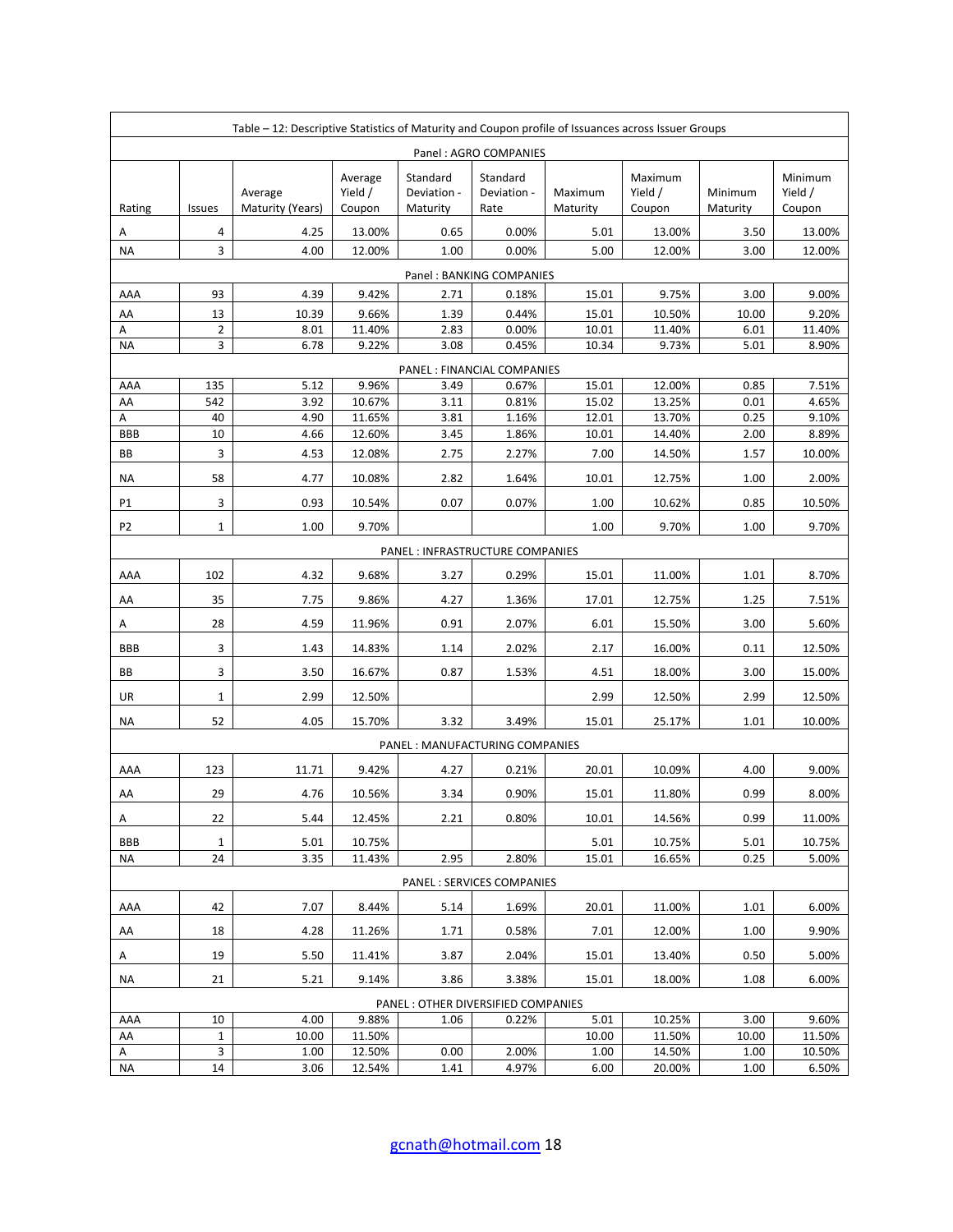Table – 12: Descriptive Statistics of Maturity and Coupon profile of Issuances across Issuer Groups

| Rating | Issues | Average Maturity (Years) | Average Yield / Coupon | Standard Deviation - Maturity | Standard Deviation - Rate | Maximum Maturity | Maximum Yield / Coupon | Minimum Maturity | Minimum Yield / Coupon |
|---|---|---|---|---|---|---|---|---|---|
| **Panel : AGRO COMPANIES** | | | | | | | | | |
| A | 4 | 4.25 | 13.00% | 0.65 | 0.00% | 5.01 | 13.00% | 3.50 | 13.00% |
| NA | 3 | 4.00 | 12.00% | 1.00 | 0.00% | 5.00 | 12.00% | 3.00 | 12.00% |
| **Panel : BANKING COMPANIES** | | | | | | | | | |
| AAA | 93 | 4.39 | 9.42% | 2.71 | 0.18% | 15.01 | 9.75% | 3.00 | 9.00% |
| AA | 13 | 10.39 | 9.66% | 1.39 | 0.44% | 15.01 | 10.50% | 10.00 | 9.20% |
| A | 2 | 8.01 | 11.40% | 2.83 | 0.00% | 10.01 | 11.40% | 6.01 | 11.40% |
| NA | 3 | 6.78 | 9.22% | 3.08 | 0.45% | 10.34 | 9.73% | 5.01 | 8.90% |
| **PANEL : FINANCIAL COMPANIES** | | | | | | | | | |
| AAA | 135 | 5.12 | 9.96% | 3.49 | 0.67% | 15.01 | 12.00% | 0.85 | 7.51% |
| AA | 542 | 3.92 | 10.67% | 3.11 | 0.81% | 15.02 | 13.25% | 0.01 | 4.65% |
| A | 40 | 4.90 | 11.65% | 3.81 | 1.16% | 12.01 | 13.70% | 0.25 | 9.10% |
| BBB | 10 | 4.66 | 12.60% | 3.45 | 1.86% | 10.01 | 14.40% | 2.00 | 8.89% |
| BB | 3 | 4.53 | 12.08% | 2.75 | 2.27% | 7.00 | 14.50% | 1.57 | 10.00% |
| NA | 58 | 4.77 | 10.08% | 2.82 | 1.64% | 10.01 | 12.75% | 1.00 | 2.00% |
| P1 | 3 | 0.93 | 10.54% | 0.07 | 0.07% | 1.00 | 10.62% | 0.85 | 10.50% |
| P2 | 1 | 1.00 | 9.70% | | | 1.00 | 9.70% | 1.00 | 9.70% |
| **PANEL : INFRASTRUCTURE COMPANIES** | | | | | | | | | |
| AAA | 102 | 4.32 | 9.68% | 3.27 | 0.29% | 15.01 | 11.00% | 1.01 | 8.70% |
| AA | 35 | 7.75 | 9.86% | 4.27 | 1.36% | 17.01 | 12.75% | 1.25 | 7.51% |
| A | 28 | 4.59 | 11.96% | 0.91 | 2.07% | 6.01 | 15.50% | 3.00 | 5.60% |
| BBB | 3 | 1.43 | 14.83% | 1.14 | 2.02% | 2.17 | 16.00% | 0.11 | 12.50% |
| BB | 3 | 3.50 | 16.67% | 0.87 | 1.53% | 4.51 | 18.00% | 3.00 | 15.00% |
| UR | 1 | 2.99 | 12.50% | | | 2.99 | 12.50% | 2.99 | 12.50% |
| NA | 52 | 4.05 | 15.70% | 3.32 | 3.49% | 15.01 | 25.17% | 1.01 | 10.00% |
| **PANEL : MANUFACTURING COMPANIES** | | | | | | | | | |
| AAA | 123 | 11.71 | 9.42% | 4.27 | 0.21% | 20.01 | 10.09% | 4.00 | 9.00% |
| AA | 29 | 4.76 | 10.56% | 3.34 | 0.90% | 15.01 | 11.80% | 0.99 | 8.00% |
| A | 22 | 5.44 | 12.45% | 2.21 | 0.80% | 10.01 | 14.56% | 0.99 | 11.00% |
| BBB | 1 | 5.01 | 10.75% | | | 5.01 | 10.75% | 5.01 | 10.75% |
| NA | 24 | 3.35 | 11.43% | 2.95 | 2.80% | 15.01 | 16.65% | 0.25 | 5.00% |
| **PANEL : SERVICES COMPANIES** | | | | | | | | | |
| AAA | 42 | 7.07 | 8.44% | 5.14 | 1.69% | 20.01 | 11.00% | 1.01 | 6.00% |
| AA | 18 | 4.28 | 11.26% | 1.71 | 0.58% | 7.01 | 12.00% | 1.00 | 9.90% |
| A | 19 | 5.50 | 11.41% | 3.87 | 2.04% | 15.01 | 13.40% | 0.50 | 5.00% |
| NA | 21 | 5.21 | 9.14% | 3.86 | 3.38% | 15.01 | 18.00% | 1.08 | 6.00% |
| **PANEL : OTHER DIVERSIFIED COMPANIES** | | | | | | | | | |
| AAA | 10 | 4.00 | 9.88% | 1.06 | 0.22% | 5.01 | 10.25% | 3.00 | 9.60% |
| AA | 1 | 10.00 | 11.50% | | | 10.00 | 11.50% | 10.00 | 11.50% |
| A | 3 | 1.00 | 12.50% | 0.00 | 2.00% | 1.00 | 14.50% | 1.00 | 10.50% |
| NA | 14 | 3.06 | 12.54% | 1.41 | 4.97% | 6.00 | 20.00% | 1.00 | 6.50% |

gcnath@hotmail.com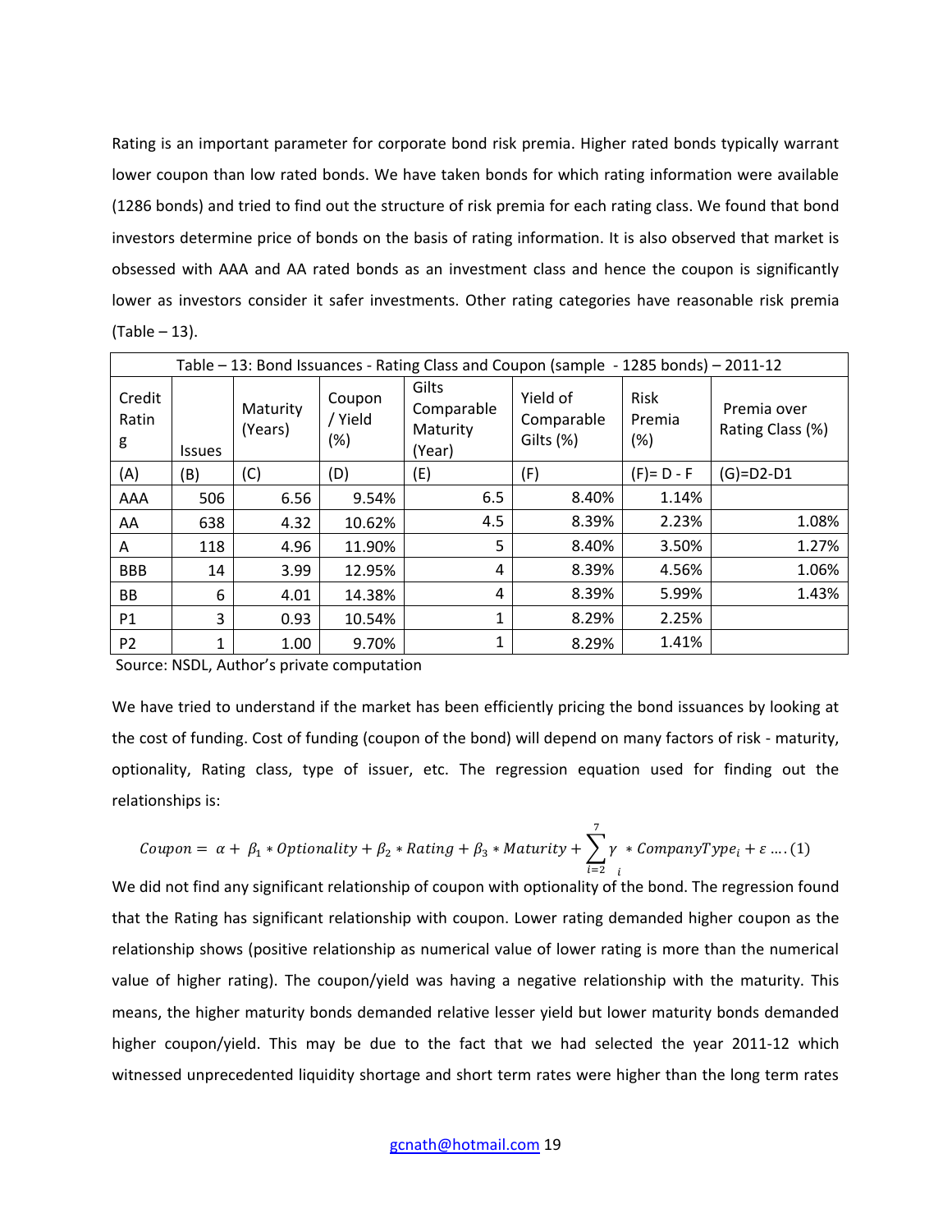Rating is an important parameter for corporate bond risk premia. Higher rated bonds typically warrant lower coupon than low rated bonds. We have taken bonds for which rating information were available (1286 bonds) and tried to find out the structure of risk premia for each rating class. We found that bond investors determine price of bonds on the basis of rating information. It is also observed that market is obsessed with AAA and AA rated bonds as an investment class and hence the coupon is significantly lower as investors consider it safer investments. Other rating categories have reasonable risk premia (Table – 13).

| Table – 13: Bond Issuances - Rating Class and Coupon (sample - 1285 bonds) – 2011-12 | | | | | | | |
|---|---|---|---|---|---|---|---|
| Credit Rating | Issues | Maturity (Years) | Coupon / Yield (%) | Gilts Comparable Maturity (Year) | Yield of Comparable Gilts (%) | Risk Premia (%) | Premia over Rating Class (%) |
| (A) | (B) | (C) | (D) | (E) | (F) | (F)= D - F | (G)=D2-D1 |
| AAA | 506 | 6.56 | 9.54% | 6.5 | 8.40% | 1.14% | |
| AA | 638 | 4.32 | 10.62% | 4.5 | 8.39% | 2.23% | 1.08% |
| A | 118 | 4.96 | 11.90% | 5 | 8.40% | 3.50% | 1.27% |
| BBB | 14 | 3.99 | 12.95% | 4 | 8.39% | 4.56% | 1.06% |
| BB | 6 | 4.01 | 14.38% | 4 | 8.39% | 5.99% | 1.43% |
| P1 | 3 | 0.93 | 10.54% | 1 | 8.29% | 2.25% | |
| P2 | 1 | 1.00 | 9.70% | 1 | 8.29% | 1.41% | |

Source: NSDL, Author's private computation

We have tried to understand if the market has been efficiently pricing the bond issuances by looking at the cost of funding. Cost of funding (coupon of the bond) will depend on many factors of risk - maturity, optionality, Rating class, type of issuer, etc. The regression equation used for finding out the relationships is:

$$Coupon = \alpha + \beta_1 * Optionality + \beta_2 * Rating + \beta_3 * Maturity + \sum_{i=2}^{7} \gamma_i * CompanyType_i + \varepsilon \; .... (1)$$

We did not find any significant relationship of coupon with optionality of the bond. The regression found that the Rating has significant relationship with coupon. Lower rating demanded higher coupon as the relationship shows (positive relationship as numerical value of lower rating is more than the numerical value of higher rating). The coupon/yield was having a negative relationship with the maturity. This means, the higher maturity bonds demanded relative lesser yield but lower maturity bonds demanded higher coupon/yield. This may be due to the fact that we had selected the year 2011-12 which witnessed unprecedented liquidity shortage and short term rates were higher than the long term rates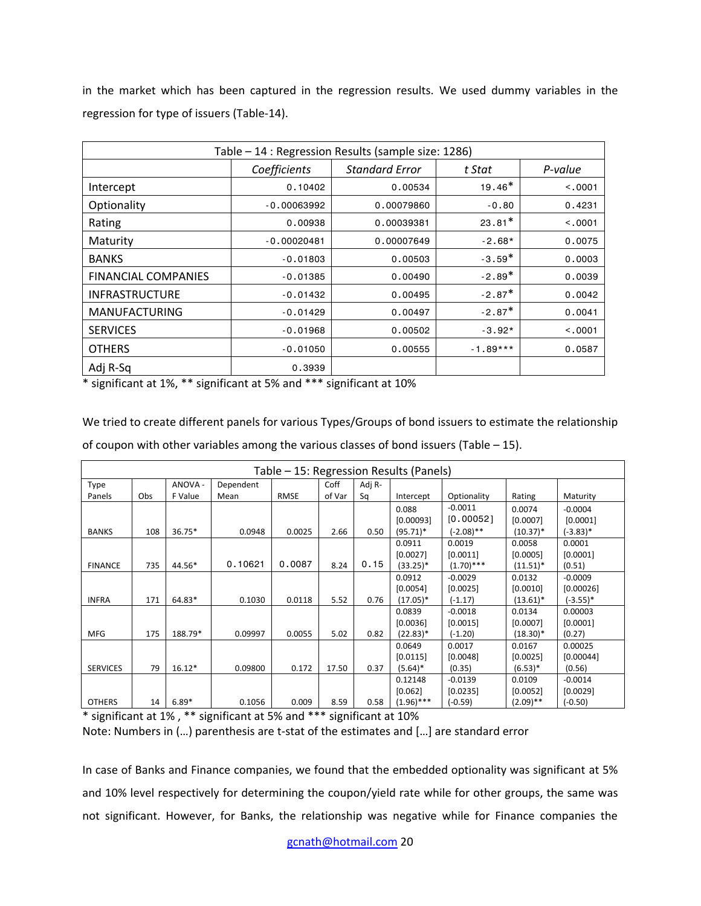in the market which has been captured in the regression results. We used dummy variables in the regression for type of issuers (Table-14).

| Table – 14 : Regression Results (sample size: 1286) | | | | |
|---|---|---|---|---|
| | *Coefficients* | *Standard Error* | *t Stat* | *P-value* |
| Intercept | 0.10402 | 0.00534 | 19.46* | <.0001 |
| Optionality | -0.00063992 | 0.00079860 | -0.80 | 0.4231 |
| Rating | 0.00938 | 0.00039381 | 23.81* | <.0001 |
| Maturity | -0.00020481 | 0.00007649 | -2.68* | 0.0075 |
| BANKS | -0.01803 | 0.00503 | -3.59* | 0.0003 |
| FINANCIAL COMPANIES | -0.01385 | 0.00490 | -2.89* | 0.0039 |
| INFRASTRUCTURE | -0.01432 | 0.00495 | -2.87* | 0.0042 |
| MANUFACTURING | -0.01429 | 0.00497 | -2.87* | 0.0041 |
| SERVICES | -0.01968 | 0.00502 | -3.92* | <.0001 |
| OTHERS | -0.01050 | 0.00555 | -1.89*** | 0.0587 |
| Adj R-Sq | 0.3939 | | | |

* significant at 1%, ** significant at 5% and *** significant at 10%

We tried to create different panels for various Types/Groups of bond issuers to estimate the relationship of coupon with other variables among the various classes of bond issuers (Table – 15).

| Table – 15: Regression Results (Panels) | | | | | | | | | | |
|---|---|---|---|---|---|---|---|---|---|---|
| Type Panels | Obs | ANOVA - F Value | Dependent Mean | RMSE | Coff of Var | Adj R-Sq | Intercept | Optionality | Rating | Maturity |
| BANKS | 108 | 36.75* | 0.0948 | 0.0025 | 2.66 | 0.50 | 0.088 [0.00093] (95.71)* | -0.0011 [0.00052] (-2.08)** | 0.0074 [0.0007] (10.37)* | -0.0004 [0.0001] (-3.83)* |
| FINANCE | 735 | 44.56* | 0.10621 | 0.0087 | 8.24 | 0.15 | 0.0911 [0.0027] (33.25)* | 0.0019 [0.0011] (1.70)*** | 0.0058 [0.0005] (11.51)* | 0.0001 [0.0001] (0.51) |
| INFRA | 171 | 64.83* | 0.1030 | 0.0118 | 5.52 | 0.76 | 0.0912 [0.0054] (17.05)* | -0.0029 [0.0025] (-1.17) | 0.0132 [0.0010] (13.61)* | -0.0009 [0.00026] (-3.55)* |
| MFG | 175 | 188.79* | 0.09997 | 0.0055 | 5.02 | 0.82 | 0.0839 [0.0036] (22.83)* | -0.0018 [0.0015] (-1.20) | 0.0134 [0.0007] (18.30)* | 0.00003 [0.0001] (0.27) |
| SERVICES | 79 | 16.12* | 0.09800 | 0.172 | 17.50 | 0.37 | 0.0649 [0.0115] (5.64)* | 0.0017 [0.0048] (0.35) | 0.0167 [0.0025] (6.53)* | 0.00025 [0.00044] (0.56) |
| OTHERS | 14 | 6.89* | 0.1056 | 0.009 | 8.59 | 0.58 | 0.12148 [0.062] (1.96)*** | -0.0139 [0.0235] (-0.59) | 0.0109 [0.0052] (2.09)** | -0.0014 [0.0029] (-0.50) |

* significant at 1% , ** significant at 5% and *** significant at 10%
Note: Numbers in (…) parenthesis are t-stat of the estimates and […] are standard error

In case of Banks and Finance companies, we found that the embedded optionality was significant at 5% and 10% level respectively for determining the coupon/yield rate while for other groups, the same was not significant. However, for Banks, the relationship was negative while for Finance companies the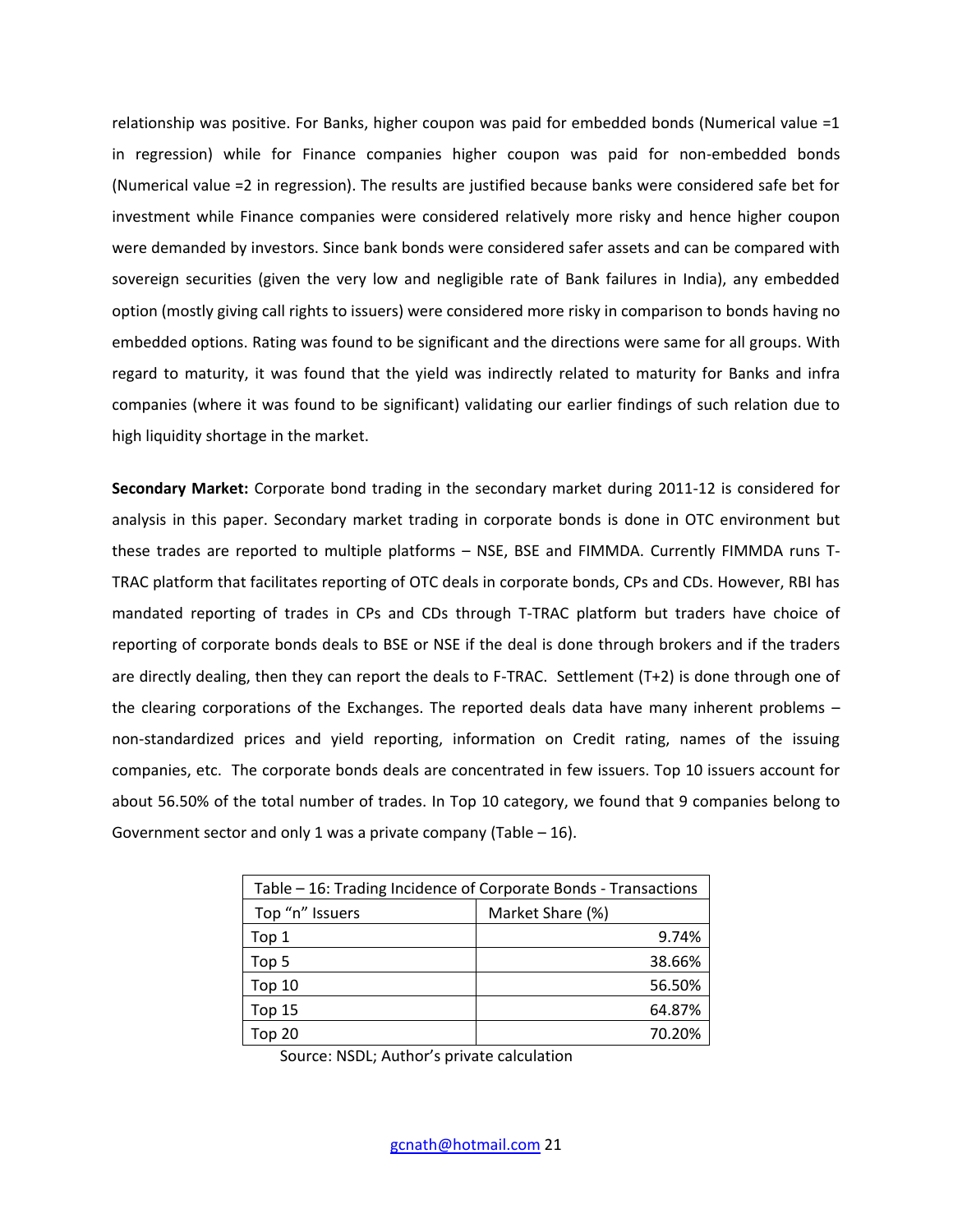relationship was positive. For Banks, higher coupon was paid for embedded bonds (Numerical value =1 in regression) while for Finance companies higher coupon was paid for non-embedded bonds (Numerical value =2 in regression). The results are justified because banks were considered safe bet for investment while Finance companies were considered relatively more risky and hence higher coupon were demanded by investors. Since bank bonds were considered safer assets and can be compared with sovereign securities (given the very low and negligible rate of Bank failures in India), any embedded option (mostly giving call rights to issuers) were considered more risky in comparison to bonds having no embedded options. Rating was found to be significant and the directions were same for all groups. With regard to maturity, it was found that the yield was indirectly related to maturity for Banks and infra companies (where it was found to be significant) validating our earlier findings of such relation due to high liquidity shortage in the market.

**Secondary Market:** Corporate bond trading in the secondary market during 2011-12 is considered for analysis in this paper. Secondary market trading in corporate bonds is done in OTC environment but these trades are reported to multiple platforms – NSE, BSE and FIMMDA. Currently FIMMDA runs T-TRAC platform that facilitates reporting of OTC deals in corporate bonds, CPs and CDs. However, RBI has mandated reporting of trades in CPs and CDs through T-TRAC platform but traders have choice of reporting of corporate bonds deals to BSE or NSE if the deal is done through brokers and if the traders are directly dealing, then they can report the deals to F-TRAC. Settlement (T+2) is done through one of the clearing corporations of the Exchanges. The reported deals data have many inherent problems – non-standardized prices and yield reporting, information on Credit rating, names of the issuing companies, etc. The corporate bonds deals are concentrated in few issuers. Top 10 issuers account for about 56.50% of the total number of trades. In Top 10 category, we found that 9 companies belong to Government sector and only 1 was a private company (Table – 16).

| Table – 16: Trading Incidence of Corporate Bonds - Transactions | |
|---|---|
| Top "n" Issuers | Market Share (%) |
| Top 1 | 9.74% |
| Top 5 | 38.66% |
| Top 10 | 56.50% |
| Top 15 | 64.87% |
| Top 20 | 70.20% |

Source: NSDL; Author's private calculation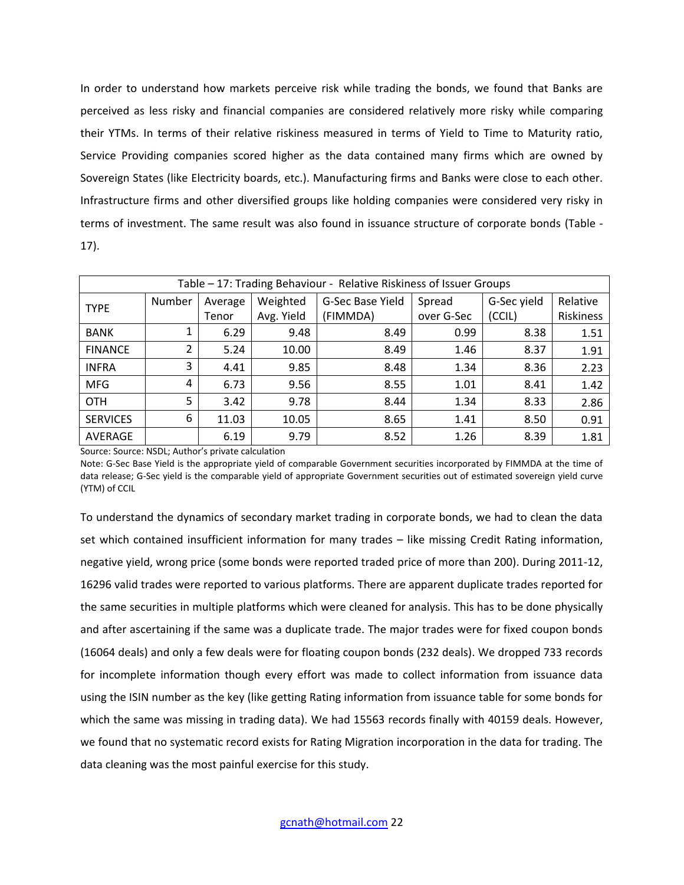In order to understand how markets perceive risk while trading the bonds, we found that Banks are perceived as less risky and financial companies are considered relatively more risky while comparing their YTMs. In terms of their relative riskiness measured in terms of Yield to Time to Maturity ratio, Service Providing companies scored higher as the data contained many firms which are owned by Sovereign States (like Electricity boards, etc.). Manufacturing firms and Banks were close to each other. Infrastructure firms and other diversified groups like holding companies were considered very risky in terms of investment. The same result was also found in issuance structure of corporate bonds (Table - 17).

| Table – 17: Trading Behaviour - Relative Riskiness of Issuer Groups | | | | | | | |
|---|---|---|---|---|---|---|---|
| TYPE | Number | Average Tenor | Weighted Avg. Yield | G-Sec Base Yield (FIMMDA) | Spread over G-Sec | G-Sec yield (CCIL) | Relative Riskiness |
| BANK | 1 | 6.29 | 9.48 | 8.49 | 0.99 | 8.38 | 1.51 |
| FINANCE | 2 | 5.24 | 10.00 | 8.49 | 1.46 | 8.37 | 1.91 |
| INFRA | 3 | 4.41 | 9.85 | 8.48 | 1.34 | 8.36 | 2.23 |
| MFG | 4 | 6.73 | 9.56 | 8.55 | 1.01 | 8.41 | 1.42 |
| OTH | 5 | 3.42 | 9.78 | 8.44 | 1.34 | 8.33 | 2.86 |
| SERVICES | 6 | 11.03 | 10.05 | 8.65 | 1.41 | 8.50 | 0.91 |
| AVERAGE | | 6.19 | 9.79 | 8.52 | 1.26 | 8.39 | 1.81 |

Source: Source: NSDL; Author's private calculation

Note: G-Sec Base Yield is the appropriate yield of comparable Government securities incorporated by FIMMDA at the time of data release; G-Sec yield is the comparable yield of appropriate Government securities out of estimated sovereign yield curve (YTM) of CCIL

To understand the dynamics of secondary market trading in corporate bonds, we had to clean the data set which contained insufficient information for many trades – like missing Credit Rating information, negative yield, wrong price (some bonds were reported traded price of more than 200). During 2011-12, 16296 valid trades were reported to various platforms. There are apparent duplicate trades reported for the same securities in multiple platforms which were cleaned for analysis. This has to be done physically and after ascertaining if the same was a duplicate trade. The major trades were for fixed coupon bonds (16064 deals) and only a few deals were for floating coupon bonds (232 deals). We dropped 733 records for incomplete information though every effort was made to collect information from issuance data using the ISIN number as the key (like getting Rating information from issuance table for some bonds for which the same was missing in trading data). We had 15563 records finally with 40159 deals. However, we found that no systematic record exists for Rating Migration incorporation in the data for trading. The data cleaning was the most painful exercise for this study.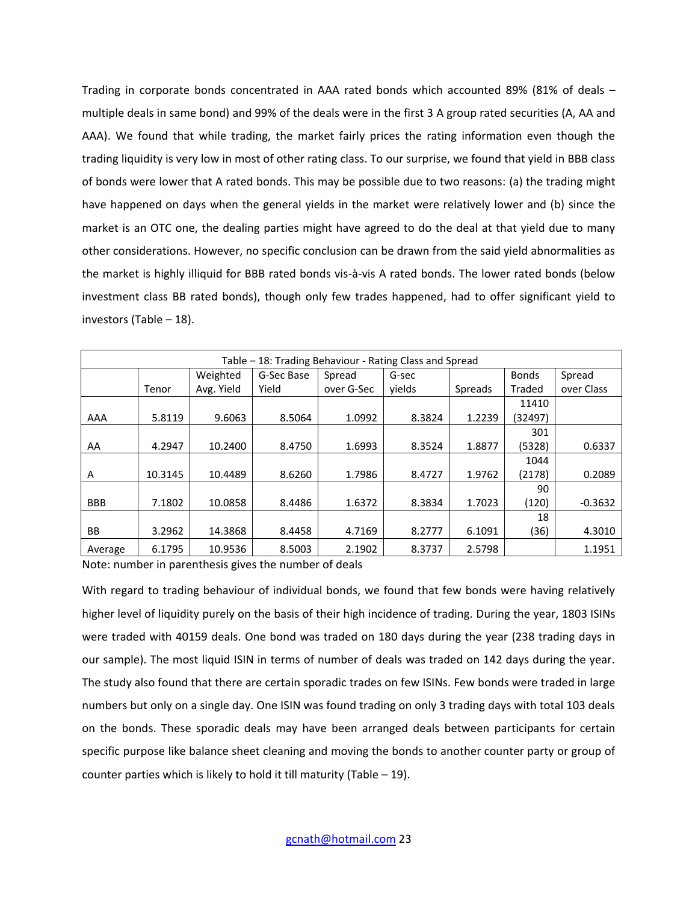Trading in corporate bonds concentrated in AAA rated bonds which accounted 89% (81% of deals – multiple deals in same bond) and 99% of the deals were in the first 3 A group rated securities (A, AA and AAA). We found that while trading, the market fairly prices the rating information even though the trading liquidity is very low in most of other rating class. To our surprise, we found that yield in BBB class of bonds were lower that A rated bonds. This may be possible due to two reasons: (a) the trading might have happened on days when the general yields in the market were relatively lower and (b) since the market is an OTC one, the dealing parties might have agreed to do the deal at that yield due to many other considerations. However, no specific conclusion can be drawn from the said yield abnormalities as the market is highly illiquid for BBB rated bonds vis-à-vis A rated bonds. The lower rated bonds (below investment class BB rated bonds), though only few trades happened, had to offer significant yield to investors (Table – 18).

| Table – 18: Trading Behaviour - Rating Class and Spread | | | | | | | | |
|---|---|---|---|---|---|---|---|---|
| | Tenor | Weighted Avg. Yield | G-Sec Base Yield | Spread over G-Sec | G-sec yields | Spreads | Bonds Traded | Spread over Class |
| AAA | 5.8119 | 9.6063 | 8.5064 | 1.0992 | 8.3824 | 1.2239 | 11410 (32497) | |
| AA | 4.2947 | 10.2400 | 8.4750 | 1.6993 | 8.3524 | 1.8877 | 301 (5328) | 0.6337 |
| A | 10.3145 | 10.4489 | 8.6260 | 1.7986 | 8.4727 | 1.9762 | 1044 (2178) | 0.2089 |
| BBB | 7.1802 | 10.0858 | 8.4486 | 1.6372 | 8.3834 | 1.7023 | 90 (120) | -0.3632 |
| BB | 3.2962 | 14.3868 | 8.4458 | 4.7169 | 8.2777 | 6.1091 | 18 (36) | 4.3010 |
| Average | 6.1795 | 10.9536 | 8.5003 | 2.1902 | 8.3737 | 2.5798 | | 1.1951 |

Note: number in parenthesis gives the number of deals

With regard to trading behaviour of individual bonds, we found that few bonds were having relatively higher level of liquidity purely on the basis of their high incidence of trading. During the year, 1803 ISINs were traded with 40159 deals. One bond was traded on 180 days during the year (238 trading days in our sample). The most liquid ISIN in terms of number of deals was traded on 142 days during the year. The study also found that there are certain sporadic trades on few ISINs. Few bonds were traded in large numbers but only on a single day. One ISIN was found trading on only 3 trading days with total 103 deals on the bonds. These sporadic deals may have been arranged deals between participants for certain specific purpose like balance sheet cleaning and moving the bonds to another counter party or group of counter parties which is likely to hold it till maturity (Table – 19).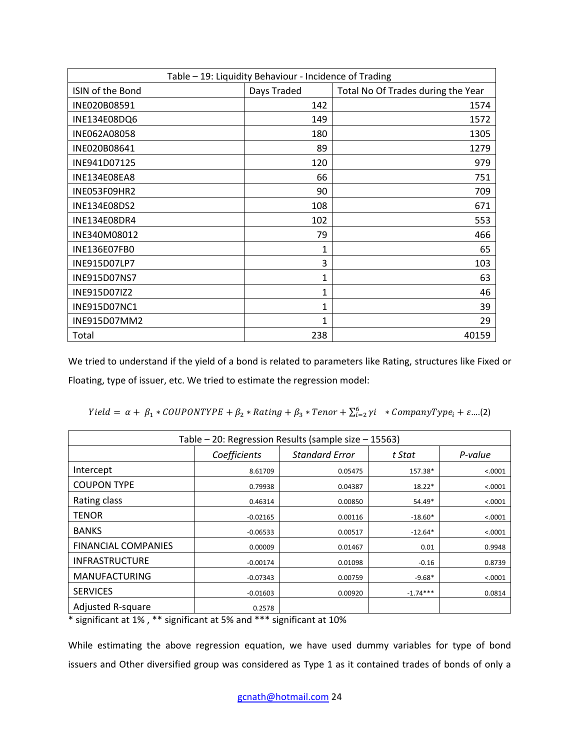| Table – 19: Liquidity Behaviour - Incidence of Trading | | |
|---|---|---|
| ISIN of the Bond | Days Traded | Total No Of Trades during the Year |
| INE020B08591 | 142 | 1574 |
| INE134E08DQ6 | 149 | 1572 |
| INE062A08058 | 180 | 1305 |
| INE020B08641 | 89 | 1279 |
| INE941D07125 | 120 | 979 |
| INE134E08EA8 | 66 | 751 |
| INE053F09HR2 | 90 | 709 |
| INE134E08DS2 | 108 | 671 |
| INE134E08DR4 | 102 | 553 |
| INE340M08012 | 79 | 466 |
| INE136E07FB0 | 1 | 65 |
| INE915D07LP7 | 3 | 103 |
| INE915D07NS7 | 1 | 63 |
| INE915D07IZ2 | 1 | 46 |
| INE915D07NC1 | 1 | 39 |
| INE915D07MM2 | 1 | 29 |
| Total | 238 | 40159 |

We tried to understand if the yield of a bond is related to parameters like Rating, structures like Fixed or Floating, type of issuer, etc. We tried to estimate the regression model:

$$Yield = \alpha + \beta_1 * COUPONTYPE + \beta_2 * Rating + \beta_3 * Tenor + \sum_{i=2}^{6} \gamma i \ * CompanyType_i + \varepsilon \text{....(2)}$$

| Table – 20: Regression Results (sample size – 15563) | | | | |
|---|---|---|---|---|
| | *Coefficients* | *Standard Error* | *t Stat* | *P-value* |
| Intercept | 8.61709 | 0.05475 | 157.38* | <.0001 |
| COUPON TYPE | 0.79938 | 0.04387 | 18.22* | <.0001 |
| Rating class | 0.46314 | 0.00850 | 54.49* | <.0001 |
| TENOR | -0.02165 | 0.00116 | -18.60* | <.0001 |
| BANKS | -0.06533 | 0.00517 | -12.64* | <.0001 |
| FINANCIAL COMPANIES | 0.00009 | 0.01467 | 0.01 | 0.9948 |
| INFRASTRUCTURE | -0.00174 | 0.01098 | -0.16 | 0.8739 |
| MANUFACTURING | -0.07343 | 0.00759 | -9.68* | <.0001 |
| SERVICES | -0.01603 | 0.00920 | -1.74*** | 0.0814 |
| Adjusted R-square | 0.2578 | | | |

* significant at 1% , ** significant at 5% and *** significant at 10%

While estimating the above regression equation, we have used dummy variables for type of bond issuers and Other diversified group was considered as Type 1 as it contained trades of bonds of only a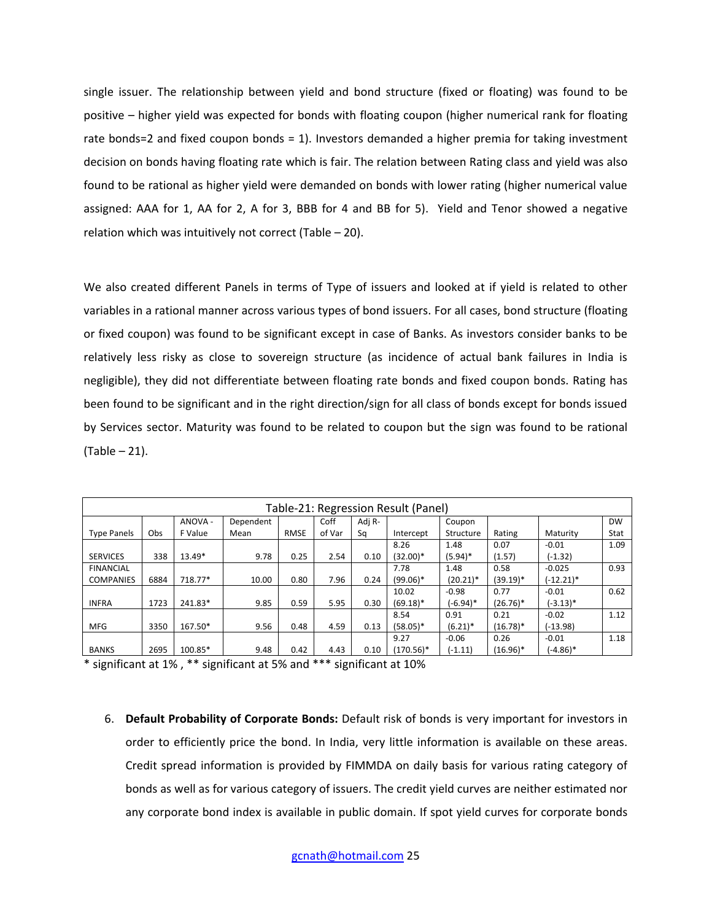single issuer. The relationship between yield and bond structure (fixed or floating) was found to be positive – higher yield was expected for bonds with floating coupon (higher numerical rank for floating rate bonds=2 and fixed coupon bonds = 1). Investors demanded a higher premia for taking investment decision on bonds having floating rate which is fair. The relation between Rating class and yield was also found to be rational as higher yield were demanded on bonds with lower rating (higher numerical value assigned: AAA for 1, AA for 2, A for 3, BBB for 4 and BB for 5). Yield and Tenor showed a negative relation which was intuitively not correct (Table – 20).

We also created different Panels in terms of Type of issuers and looked at if yield is related to other variables in a rational manner across various types of bond issuers. For all cases, bond structure (floating or fixed coupon) was found to be significant except in case of Banks. As investors consider banks to be relatively less risky as close to sovereign structure (as incidence of actual bank failures in India is negligible), they did not differentiate between floating rate bonds and fixed coupon bonds. Rating has been found to be significant and in the right direction/sign for all class of bonds except for bonds issued by Services sector. Maturity was found to be related to coupon but the sign was found to be rational (Table – 21).

**Table-21: Regression Result (Panel)**

| Type Panels | Obs | ANOVA - F Value | Dependent Mean | RMSE | Coff of Var | Adj R-Sq | Intercept | Coupon Structure | Rating | Maturity | DW Stat |
|---|---|---|---|---|---|---|---|---|---|---|---|
| SERVICES | 338 | 13.49* | 9.78 | 0.25 | 2.54 | 0.10 | 8.26 (32.00)* | 1.48 (5.94)* | 0.07 (1.57) | -0.01 (-1.32) | 1.09 |
| FINANCIAL COMPANIES | 6884 | 718.77* | 10.00 | 0.80 | 7.96 | 0.24 | 7.78 (99.06)* | 1.48 (20.21)* | 0.58 (39.19)* | -0.025 (-12.21)* | 0.93 |
| INFRA | 1723 | 241.83* | 9.85 | 0.59 | 5.95 | 0.30 | 10.02 (69.18)* | -0.98 (-6.94)* | 0.77 (26.76)* | -0.01 (-3.13)* | 0.62 |
| MFG | 3350 | 167.50* | 9.56 | 0.48 | 4.59 | 0.13 | 8.54 (58.05)* | 0.91 (6.21)* | 0.21 (16.78)* | -0.02 (-13.98) | 1.12 |
| BANKS | 2695 | 100.85* | 9.48 | 0.42 | 4.43 | 0.10 | 9.27 (170.56)* | -0.06 (-1.11) | 0.26 (16.96)* | -0.01 (-4.86)* | 1.18 |

\* significant at 1% , ** significant at 5% and *** significant at 10%

6. **Default Probability of Corporate Bonds:** Default risk of bonds is very important for investors in order to efficiently price the bond. In India, very little information is available on these areas. Credit spread information is provided by FIMMDA on daily basis for various rating category of bonds as well as for various category of issuers. The credit yield curves are neither estimated nor any corporate bond index is available in public domain. If spot yield curves for corporate bonds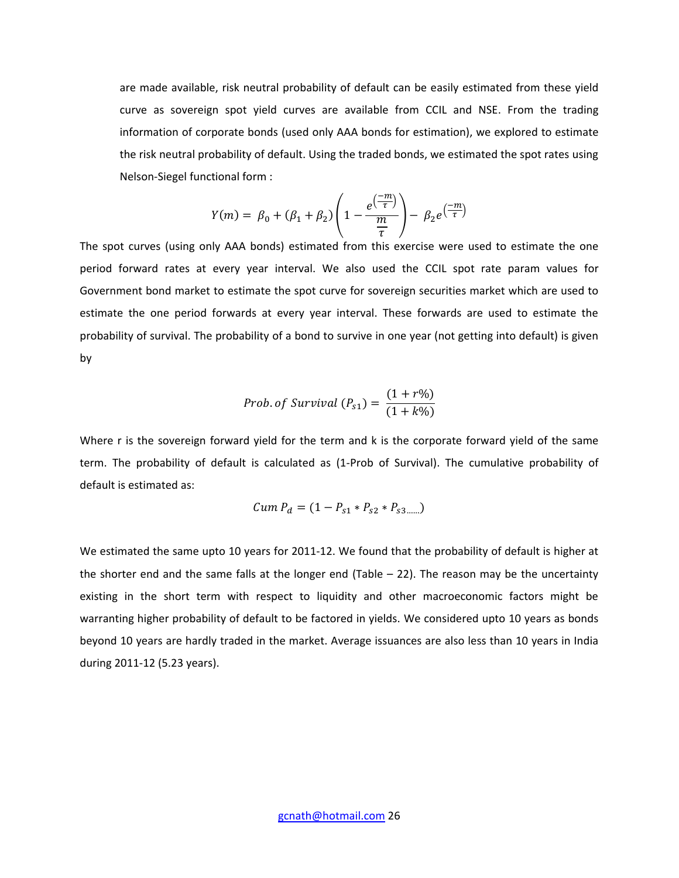are made available, risk neutral probability of default can be easily estimated from these yield curve as sovereign spot yield curves are available from CCIL and NSE. From the trading information of corporate bonds (used only AAA bonds for estimation), we explored to estimate the risk neutral probability of default. Using the traded bonds, we estimated the spot rates using Nelson-Siegel functional form :

$$Y(m) = \beta_0 + (\beta_1 + \beta_2)\left(1 - \frac{e^{\left(\frac{-m}{\tau}\right)}}{\frac{m}{\tau}}\right) - \beta_2 e^{\left(\frac{-m}{\tau}\right)}$$

The spot curves (using only AAA bonds) estimated from this exercise were used to estimate the one period forward rates at every year interval. We also used the CCIL spot rate param values for Government bond market to estimate the spot curve for sovereign securities market which are used to estimate the one period forwards at every year interval. These forwards are used to estimate the probability of survival. The probability of a bond to survive in one year (not getting into default) is given by

$$Prob.\,of\ Survival\ (P_{s1}) = \frac{(1 + r\%)}{(1 + k\%)}$$

Where r is the sovereign forward yield for the term and k is the corporate forward yield of the same term. The probability of default is calculated as (1-Prob of Survival). The cumulative probability of default is estimated as:

$$Cum\ P_d = (1 - P_{s1} * P_{s2} * P_{s3\ldots\ldots})$$

We estimated the same upto 10 years for 2011-12. We found that the probability of default is higher at the shorter end and the same falls at the longer end (Table – 22). The reason may be the uncertainty existing in the short term with respect to liquidity and other macroeconomic factors might be warranting higher probability of default to be factored in yields. We considered upto 10 years as bonds beyond 10 years are hardly traded in the market. Average issuances are also less than 10 years in India during 2011-12 (5.23 years).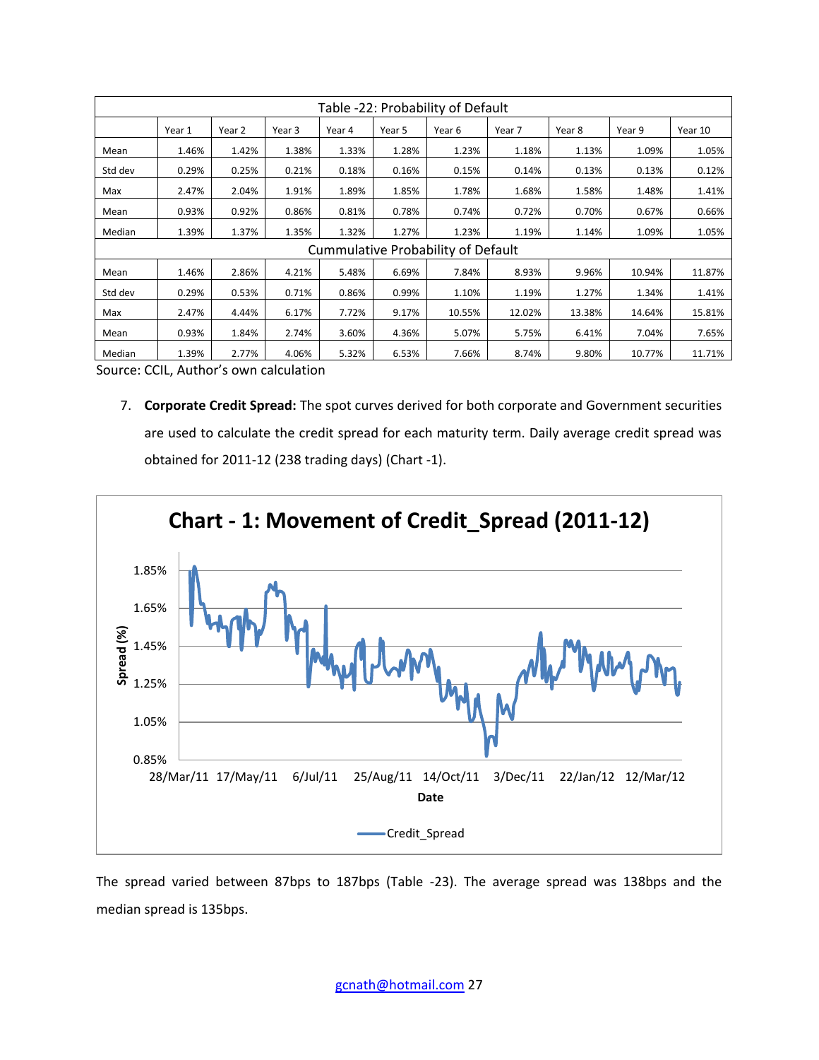| Table -22: Probability of Default | | | | | | | | | | |
|---|---|---|---|---|---|---|---|---|---|---|
| | Year 1 | Year 2 | Year 3 | Year 4 | Year 5 | Year 6 | Year 7 | Year 8 | Year 9 | Year 10 |
| Mean | 1.46% | 1.42% | 1.38% | 1.33% | 1.28% | 1.23% | 1.18% | 1.13% | 1.09% | 1.05% |
| Std dev | 0.29% | 0.25% | 0.21% | 0.18% | 0.16% | 0.15% | 0.14% | 0.13% | 0.13% | 0.12% |
| Max | 2.47% | 2.04% | 1.91% | 1.89% | 1.85% | 1.78% | 1.68% | 1.58% | 1.48% | 1.41% |
| Mean | 0.93% | 0.92% | 0.86% | 0.81% | 0.78% | 0.74% | 0.72% | 0.70% | 0.67% | 0.66% |
| Median | 1.39% | 1.37% | 1.35% | 1.32% | 1.27% | 1.23% | 1.19% | 1.14% | 1.09% | 1.05% |
| Cummulative Probability of Default | | | | | | | | | | |
| Mean | 1.46% | 2.86% | 4.21% | 5.48% | 6.69% | 7.84% | 8.93% | 9.96% | 10.94% | 11.87% |
| Std dev | 0.29% | 0.53% | 0.71% | 0.86% | 0.99% | 1.10% | 1.19% | 1.27% | 1.34% | 1.41% |
| Max | 2.47% | 4.44% | 6.17% | 7.72% | 9.17% | 10.55% | 12.02% | 13.38% | 14.64% | 15.81% |
| Mean | 0.93% | 1.84% | 2.74% | 3.60% | 4.36% | 5.07% | 5.75% | 6.41% | 7.04% | 7.65% |
| Median | 1.39% | 2.77% | 4.06% | 5.32% | 6.53% | 7.66% | 8.74% | 9.80% | 10.77% | 11.71% |

Source: CCIL, Author's own calculation

7. **Corporate Credit Spread:** The spot curves derived for both corporate and Government securities are used to calculate the credit spread for each maturity term. Daily average credit spread was obtained for 2011-12 (238 trading days) (Chart -1).

**Chart - 1: Movement of Credit_Spread (2011-12)**

The spread varied between 87bps to 187bps (Table -23). The average spread was 138bps and the median spread is 135bps.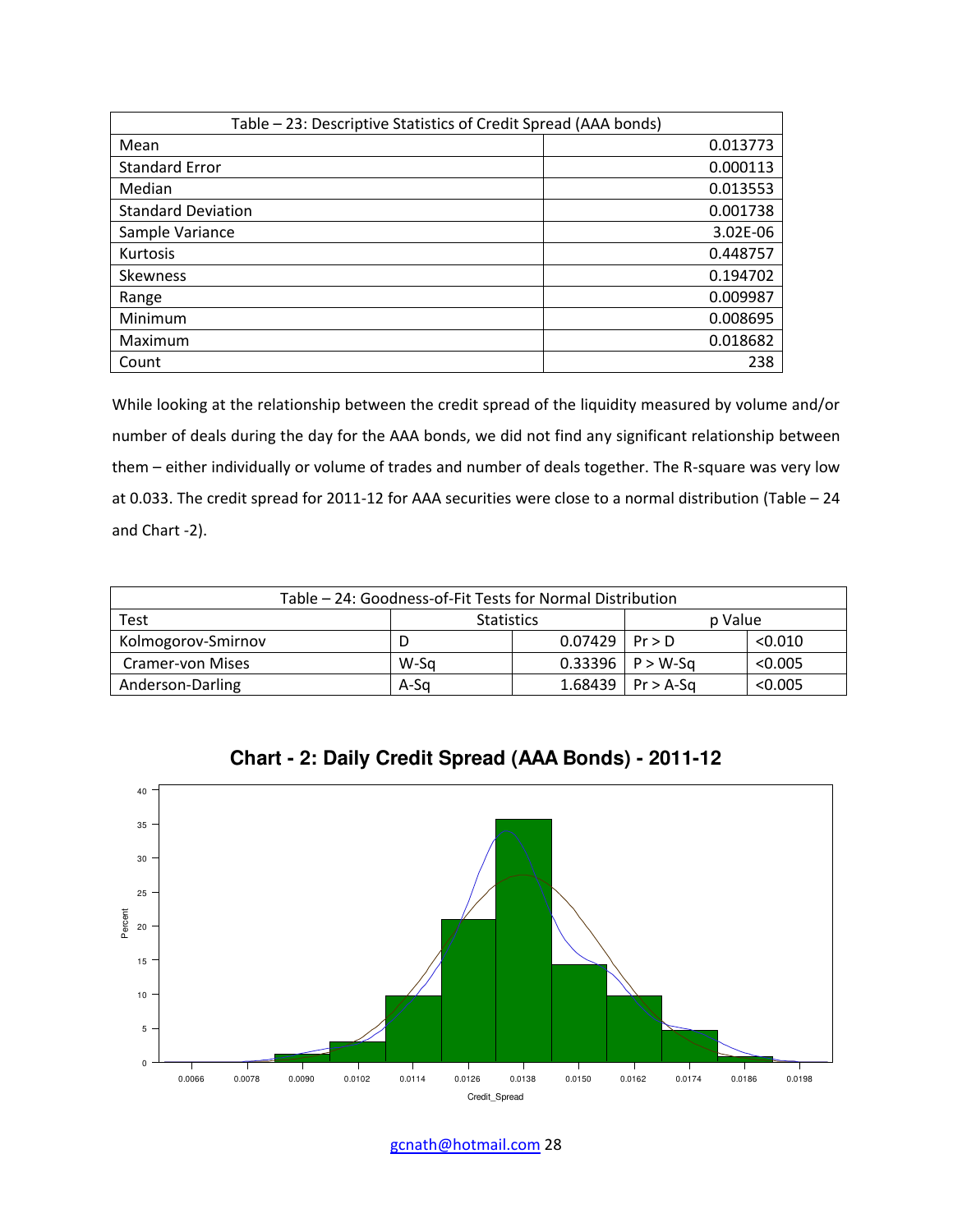| Table – 23: Descriptive Statistics of Credit Spread (AAA bonds) | |
|---|---|
| Mean | 0.013773 |
| Standard Error | 0.000113 |
| Median | 0.013553 |
| Standard Deviation | 0.001738 |
| Sample Variance | 3.02E-06 |
| Kurtosis | 0.448757 |
| Skewness | 0.194702 |
| Range | 0.009987 |
| Minimum | 0.008695 |
| Maximum | 0.018682 |
| Count | 238 |

While looking at the relationship between the credit spread of the liquidity measured by volume and/or number of deals during the day for the AAA bonds, we did not find any significant relationship between them – either individually or volume of trades and number of deals together. The R-square was very low at 0.033. The credit spread for 2011-12 for AAA securities were close to a normal distribution (Table – 24 and Chart -2).

| Table – 24: Goodness-of-Fit Tests for Normal Distribution | | | | |
|---|---|---|---|---|
| Test | Statistics | | p Value | |
| Kolmogorov-Smirnov | D | 0.07429 | Pr > D | <0.010 |
| Cramer-von Mises | W-Sq | 0.33396 | P > W-Sq | <0.005 |
| Anderson-Darling | A-Sq | 1.68439 | Pr > A-Sq | <0.005 |

**Chart - 2: Daily Credit Spread (AAA Bonds) - 2011-12**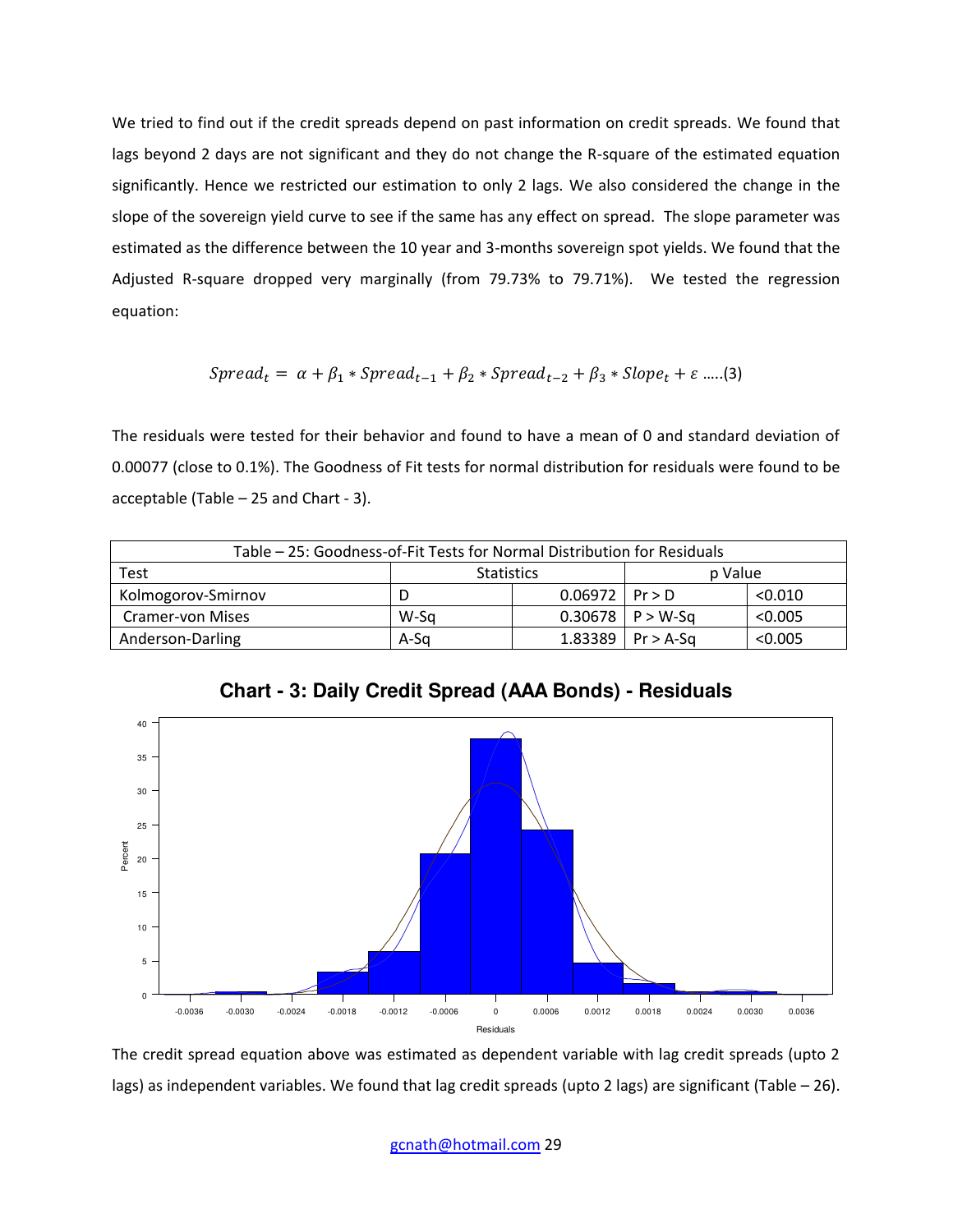We tried to find out if the credit spreads depend on past information on credit spreads. We found that lags beyond 2 days are not significant and they do not change the R-square of the estimated equation significantly. Hence we restricted our estimation to only 2 lags. We also considered the change in the slope of the sovereign yield curve to see if the same has any effect on spread. The slope parameter was estimated as the difference between the 10 year and 3-months sovereign spot yields. We found that the Adjusted R-square dropped very marginally (from 79.73% to 79.71%). We tested the regression equation:

$$Spread_t = \alpha + \beta_1 * Spread_{t-1} + \beta_2 * Spread_{t-2} + \beta_3 * Slope_t + \varepsilon \text{ .....(3)}$$

The residuals were tested for their behavior and found to have a mean of 0 and standard deviation of 0.00077 (close to 0.1%). The Goodness of Fit tests for normal distribution for residuals were found to be acceptable (Table – 25 and Chart - 3).

| Table – 25: Goodness-of-Fit Tests for Normal Distribution for Residuals | | | | |
|---|---|---|---|---|
| Test | Statistics | | p Value | |
| Kolmogorov-Smirnov | D | 0.06972 | Pr > D | <0.010 |
| Cramer-von Mises | W-Sq | 0.30678 | P > W-Sq | <0.005 |
| Anderson-Darling | A-Sq | 1.83389 | Pr > A-Sq | <0.005 |

**Chart - 3: Daily Credit Spread (AAA Bonds) - Residuals**

The credit spread equation above was estimated as dependent variable with lag credit spreads (upto 2 lags) as independent variables. We found that lag credit spreads (upto 2 lags) are significant (Table – 26).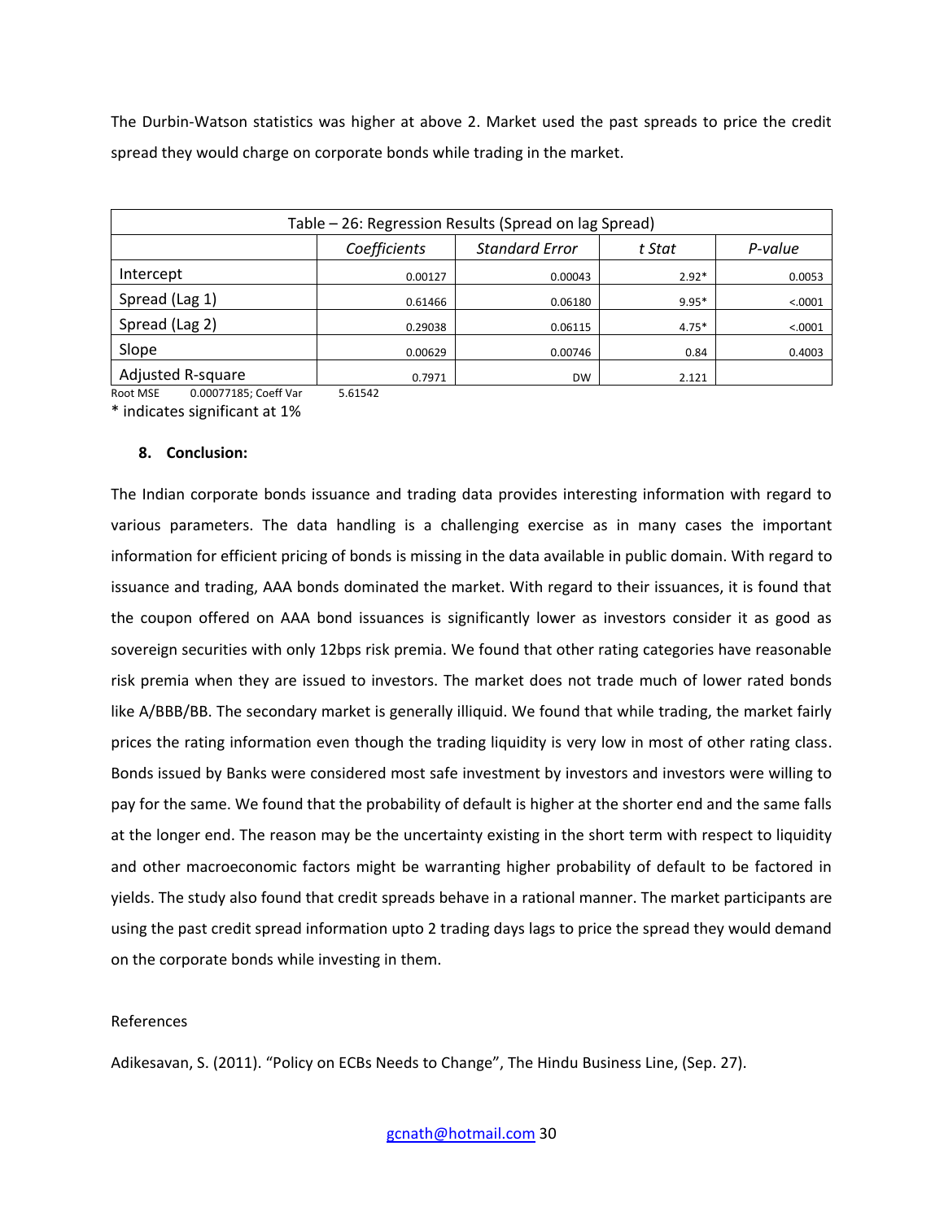The Durbin-Watson statistics was higher at above 2. Market used the past spreads to price the credit spread they would charge on corporate bonds while trading in the market.

| Table – 26: Regression Results (Spread on lag Spread) | | | | |
|---|---|---|---|---|
| | *Coefficients* | *Standard Error* | *t Stat* | *P-value* |
| Intercept | 0.00127 | 0.00043 | 2.92* | 0.0053 |
| Spread (Lag 1) | 0.61466 | 0.06180 | 9.95* | <.0001 |
| Spread (Lag 2) | 0.29038 | 0.06115 | 4.75* | <.0001 |
| Slope | 0.00629 | 0.00746 | 0.84 | 0.4003 |
| Adjusted R-square | 0.7971 | DW | 2.121 | |

Root MSE 0.00077185; Coeff Var 5.61542

* indicates significant at 1%

## 8. Conclusion:

The Indian corporate bonds issuance and trading data provides interesting information with regard to various parameters. The data handling is a challenging exercise as in many cases the important information for efficient pricing of bonds is missing in the data available in public domain. With regard to issuance and trading, AAA bonds dominated the market. With regard to their issuances, it is found that the coupon offered on AAA bond issuances is significantly lower as investors consider it as good as sovereign securities with only 12bps risk premia. We found that other rating categories have reasonable risk premia when they are issued to investors. The market does not trade much of lower rated bonds like A/BBB/BB. The secondary market is generally illiquid. We found that while trading, the market fairly prices the rating information even though the trading liquidity is very low in most of other rating class. Bonds issued by Banks were considered most safe investment by investors and investors were willing to pay for the same. We found that the probability of default is higher at the shorter end and the same falls at the longer end. The reason may be the uncertainty existing in the short term with respect to liquidity and other macroeconomic factors might be warranting higher probability of default to be factored in yields. The study also found that credit spreads behave in a rational manner. The market participants are using the past credit spread information upto 2 trading days lags to price the spread they would demand on the corporate bonds while investing in them.

References

Adikesavan, S. (2011). "Policy on ECBs Needs to Change", The Hindu Business Line, (Sep. 27).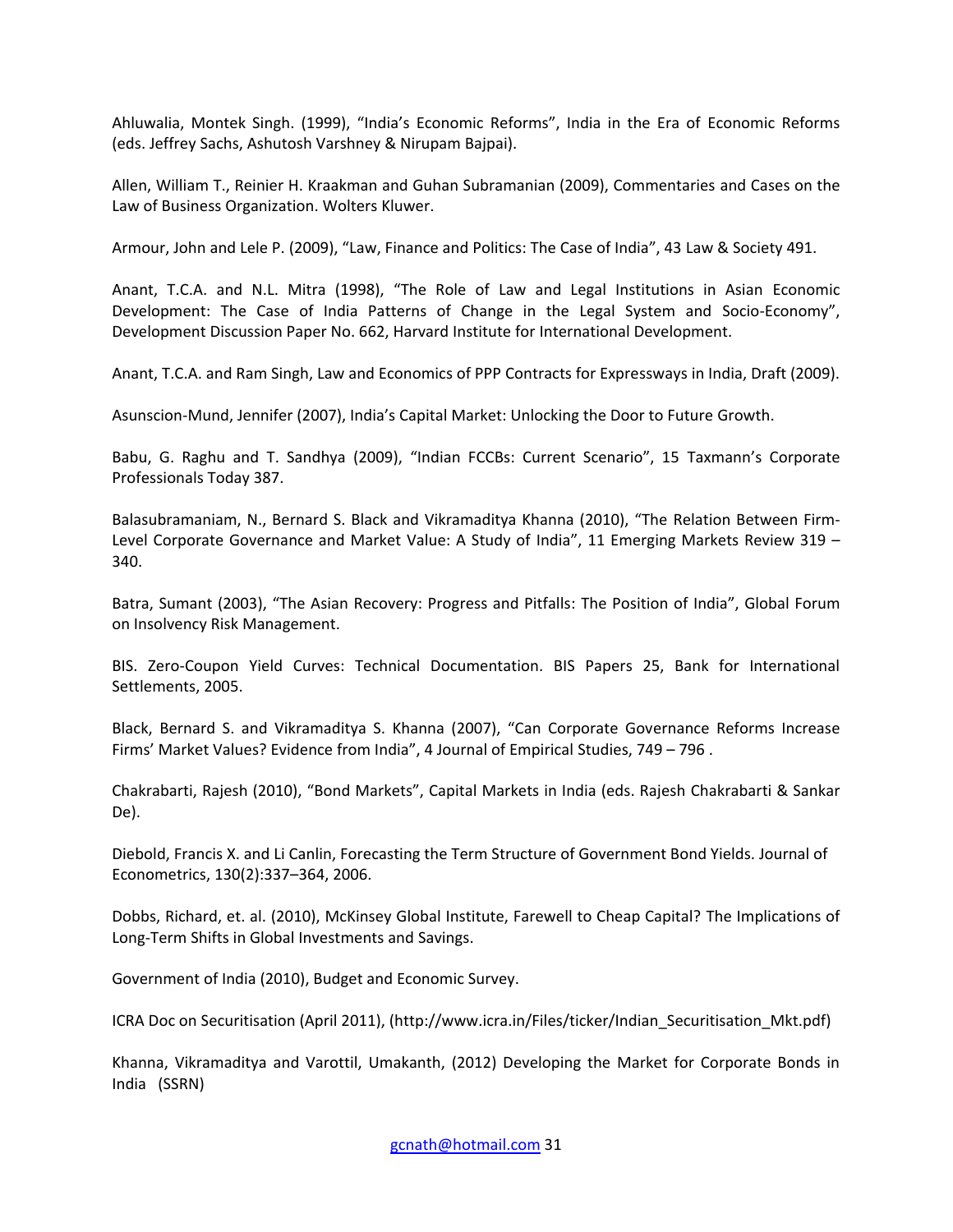Ahluwalia, Montek Singh. (1999), "India's Economic Reforms", India in the Era of Economic Reforms (eds. Jeffrey Sachs, Ashutosh Varshney & Nirupam Bajpai).

Allen, William T., Reinier H. Kraakman and Guhan Subramanian (2009), Commentaries and Cases on the Law of Business Organization. Wolters Kluwer.

Armour, John and Lele P. (2009), "Law, Finance and Politics: The Case of India", 43 Law & Society 491.

Anant, T.C.A. and N.L. Mitra (1998), "The Role of Law and Legal Institutions in Asian Economic Development: The Case of India Patterns of Change in the Legal System and Socio-Economy", Development Discussion Paper No. 662, Harvard Institute for International Development.

Anant, T.C.A. and Ram Singh, Law and Economics of PPP Contracts for Expressways in India, Draft (2009).

Asunscion-Mund, Jennifer (2007), India's Capital Market: Unlocking the Door to Future Growth.

Babu, G. Raghu and T. Sandhya (2009), "Indian FCCBs: Current Scenario", 15 Taxmann's Corporate Professionals Today 387.

Balasubramaniam, N., Bernard S. Black and Vikramaditya Khanna (2010), "The Relation Between Firm-Level Corporate Governance and Market Value: A Study of India", 11 Emerging Markets Review 319 – 340.

Batra, Sumant (2003), "The Asian Recovery: Progress and Pitfalls: The Position of India", Global Forum on Insolvency Risk Management.

BIS. Zero-Coupon Yield Curves: Technical Documentation. BIS Papers 25, Bank for International Settlements, 2005.

Black, Bernard S. and Vikramaditya S. Khanna (2007), "Can Corporate Governance Reforms Increase Firms' Market Values? Evidence from India", 4 Journal of Empirical Studies, 749 – 796 .

Chakrabarti, Rajesh (2010), "Bond Markets", Capital Markets in India (eds. Rajesh Chakrabarti & Sankar De).

Diebold, Francis X. and Li Canlin, Forecasting the Term Structure of Government Bond Yields. Journal of Econometrics, 130(2):337–364, 2006.

Dobbs, Richard, et. al. (2010), McKinsey Global Institute, Farewell to Cheap Capital? The Implications of Long-Term Shifts in Global Investments and Savings.

Government of India (2010), Budget and Economic Survey.

ICRA Doc on Securitisation (April 2011), (http://www.icra.in/Files/ticker/Indian_Securitisation_Mkt.pdf)

Khanna, Vikramaditya and Varottil, Umakanth, (2012) Developing the Market for Corporate Bonds in India (SSRN)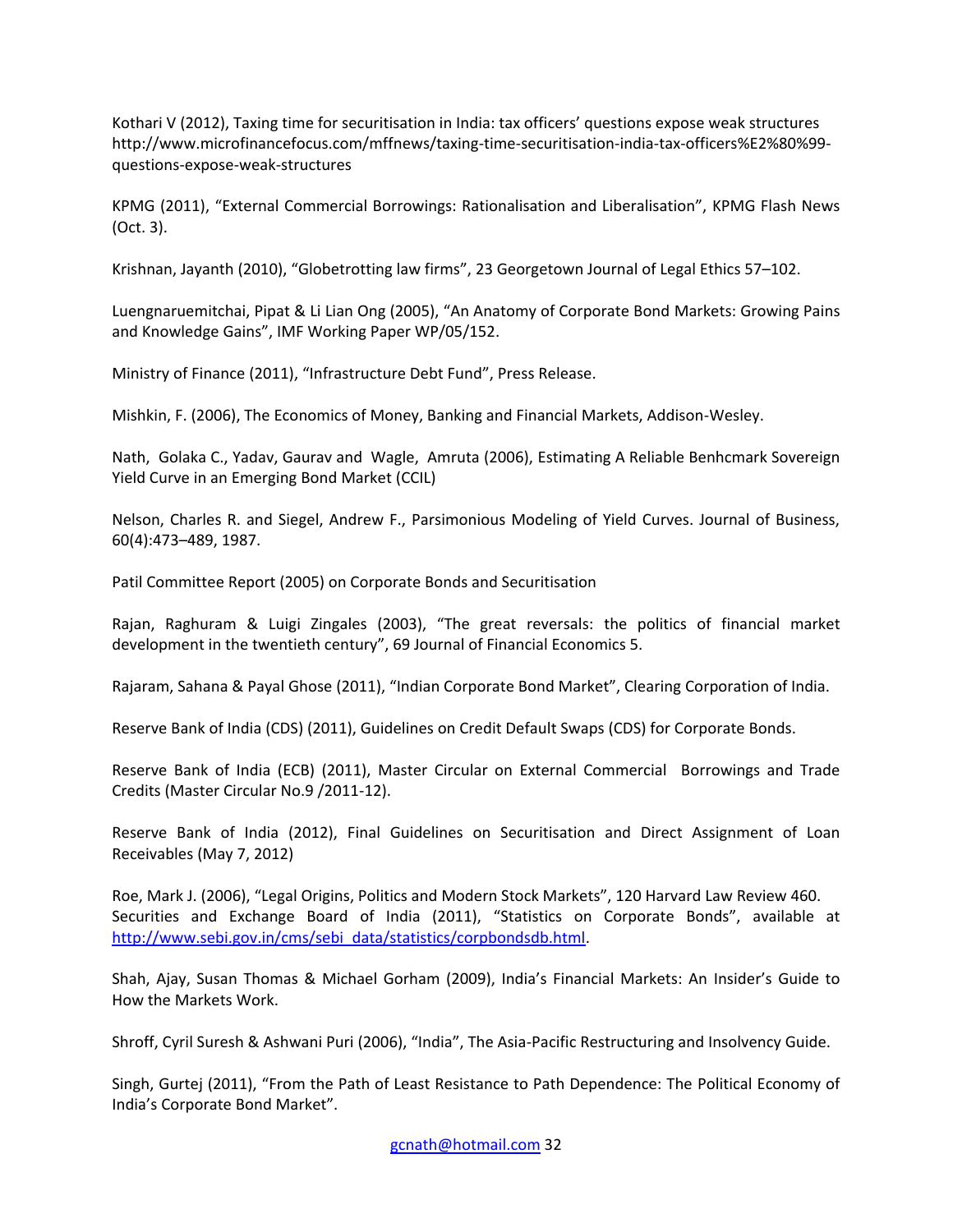Kothari V (2012), Taxing time for securitisation in India: tax officers' questions expose weak structures http://www.microfinancefocus.com/mffnews/taxing-time-securitisation-india-tax-officers%E2%80%99-questions-expose-weak-structures

KPMG (2011), "External Commercial Borrowings: Rationalisation and Liberalisation", KPMG Flash News (Oct. 3).

Krishnan, Jayanth (2010), "Globetrotting law firms", 23 Georgetown Journal of Legal Ethics 57–102.

Luengnaruemitchai, Pipat & Li Lian Ong (2005), "An Anatomy of Corporate Bond Markets: Growing Pains and Knowledge Gains", IMF Working Paper WP/05/152.

Ministry of Finance (2011), "Infrastructure Debt Fund", Press Release.

Mishkin, F. (2006), The Economics of Money, Banking and Financial Markets, Addison-Wesley.

Nath, Golaka C., Yadav, Gaurav and Wagle, Amruta (2006), Estimating A Reliable Benhcmark Sovereign Yield Curve in an Emerging Bond Market (CCIL)

Nelson, Charles R. and Siegel, Andrew F., Parsimonious Modeling of Yield Curves. Journal of Business, 60(4):473–489, 1987.

Patil Committee Report (2005) on Corporate Bonds and Securitisation

Rajan, Raghuram & Luigi Zingales (2003), "The great reversals: the politics of financial market development in the twentieth century", 69 Journal of Financial Economics 5.

Rajaram, Sahana & Payal Ghose (2011), "Indian Corporate Bond Market", Clearing Corporation of India.

Reserve Bank of India (CDS) (2011), Guidelines on Credit Default Swaps (CDS) for Corporate Bonds.

Reserve Bank of India (ECB) (2011), Master Circular on External Commercial Borrowings and Trade Credits (Master Circular No.9 /2011-12).

Reserve Bank of India (2012), Final Guidelines on Securitisation and Direct Assignment of Loan Receivables (May 7, 2012)

Roe, Mark J. (2006), "Legal Origins, Politics and Modern Stock Markets", 120 Harvard Law Review 460.
Securities and Exchange Board of India (2011), "Statistics on Corporate Bonds", available at http://www.sebi.gov.in/cms/sebi_data/statistics/corpbondsdb.html.

Shah, Ajay, Susan Thomas & Michael Gorham (2009), India's Financial Markets: An Insider's Guide to How the Markets Work.

Shroff, Cyril Suresh & Ashwani Puri (2006), "India", The Asia-Pacific Restructuring and Insolvency Guide.

Singh, Gurtej (2011), "From the Path of Least Resistance to Path Dependence: The Political Economy of India's Corporate Bond Market".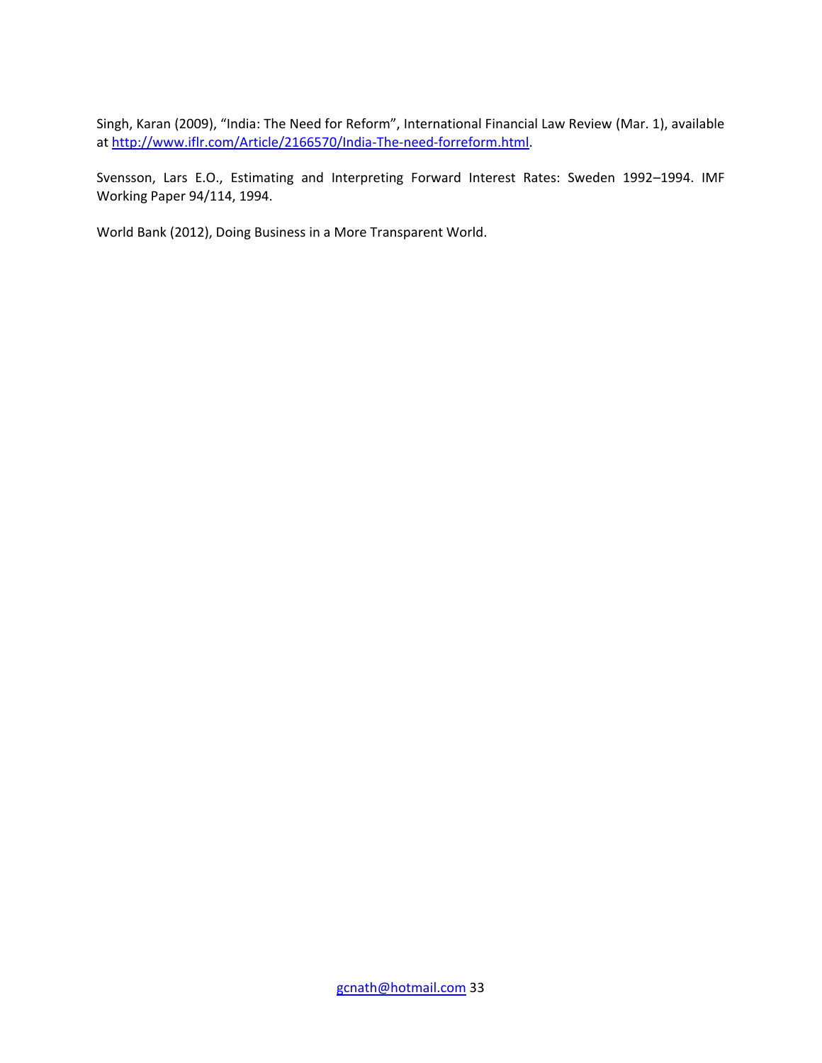Singh, Karan (2009), “India: The Need for Reform”, International Financial Law Review (Mar. 1), available at http://www.iflr.com/Article/2166570/India-The-need-forreform.html.

Svensson, Lars E.O., Estimating and Interpreting Forward Interest Rates: Sweden 1992–1994. IMF Working Paper 94/114, 1994.

World Bank (2012), Doing Business in a More Transparent World.